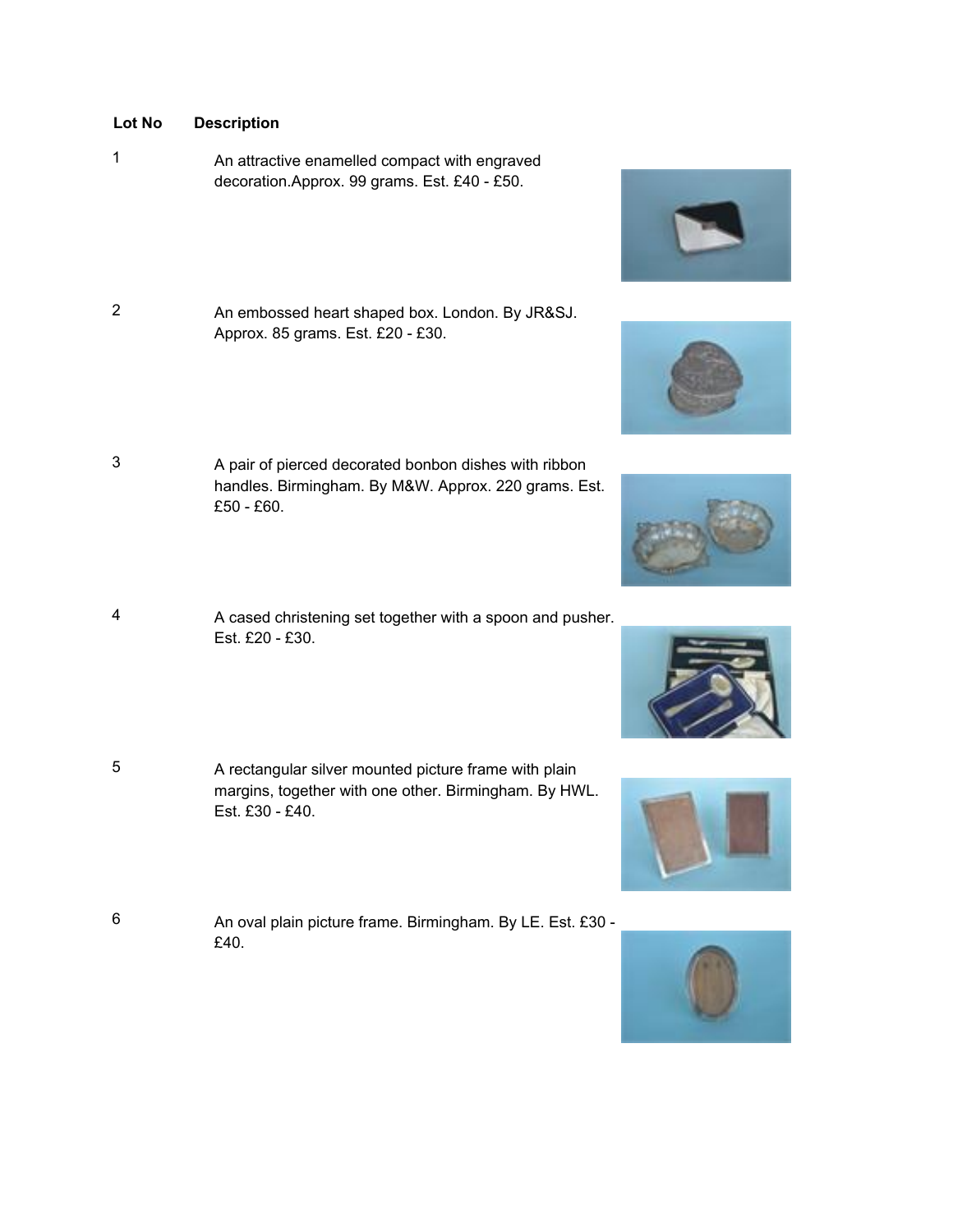| Lot No | Description |
|---|---|
| 1 | An attractive enamelled compact with engraved decoration.Approx. 99 grams. Est. £40 - £50. |
| 2 | An embossed heart shaped box. London. By JR&SJ. Approx. 85 grams. Est. £20 - £30. |
| 3 | A pair of pierced decorated bonbon dishes with ribbon handles. Birmingham. By M&W. Approx. 220 grams. Est. £50 - £60. |
| 4 | A cased christening set together with a spoon and pusher. Est. £20 - £30. |
| 5 | A rectangular silver mounted picture frame with plain margins, together with one other. Birmingham. By HWL. Est. £30 - £40. |
| 6 | An oval plain picture frame. Birmingham. By LE. Est. £30 - £40. |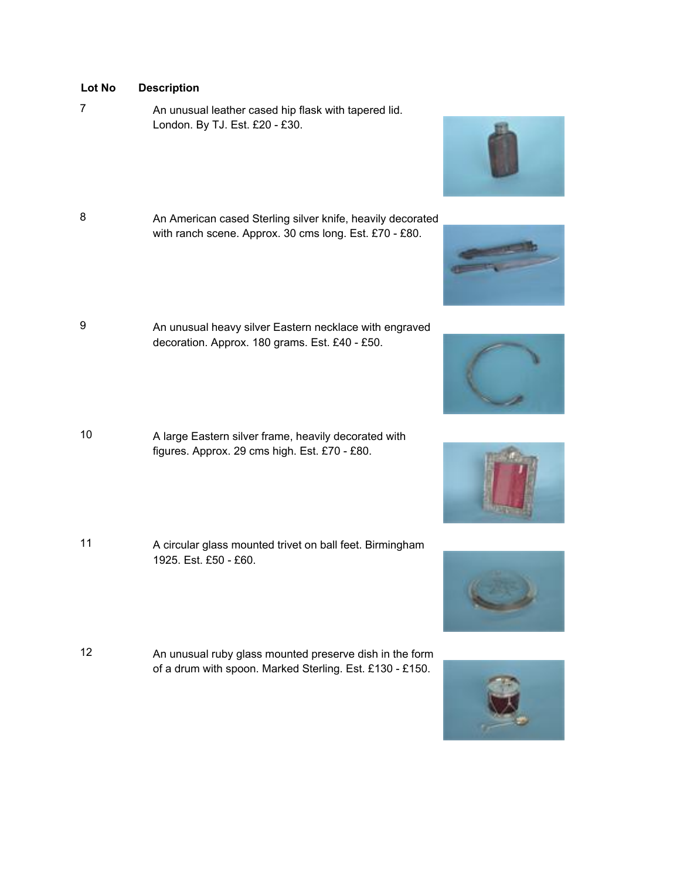| Lot No | Description |
|---|---|
| 7 | An unusual leather cased hip flask with tapered lid. London. By TJ. Est. £20 - £30. |
| 8 | An American cased Sterling silver knife, heavily decorated with ranch scene. Approx. 30 cms long. Est. £70 - £80. |
| 9 | An unusual heavy silver Eastern necklace with engraved decoration. Approx. 180 grams. Est. £40 - £50. |
| 10 | A large Eastern silver frame, heavily decorated with figures. Approx. 29 cms high. Est. £70 - £80. |
| 11 | A circular glass mounted trivet on ball feet. Birmingham 1925. Est. £50 - £60. |
| 12 | An unusual ruby glass mounted preserve dish in the form of a drum with spoon. Marked Sterling. Est. £130 - £150. |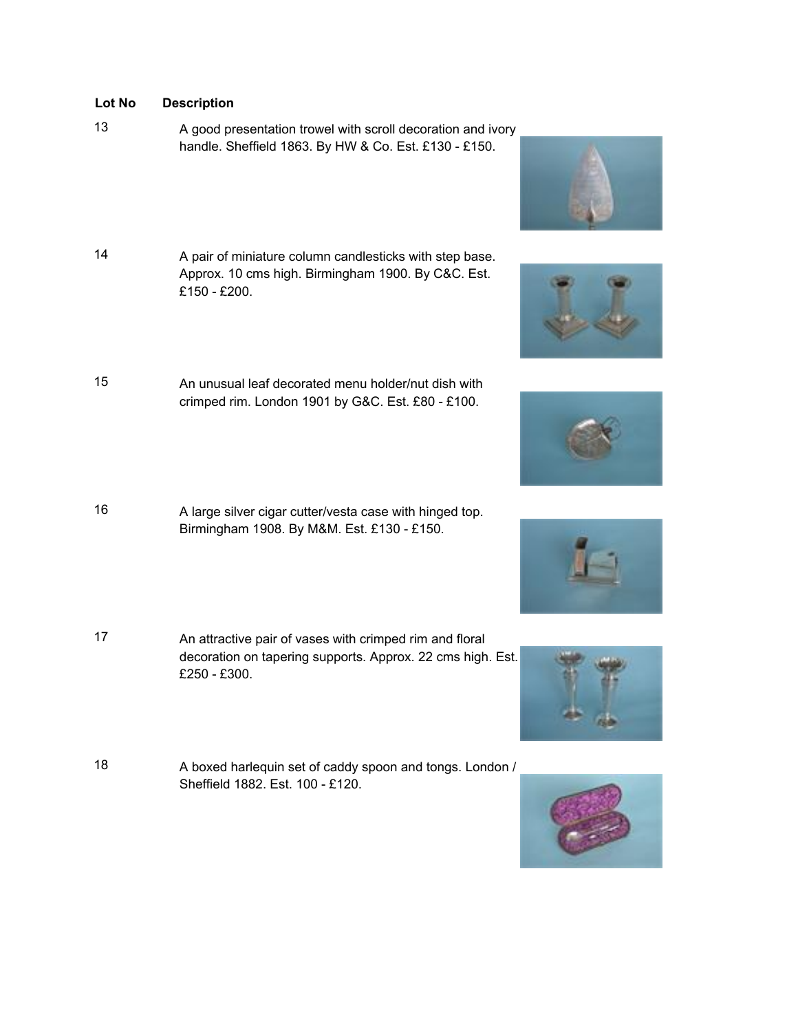| Lot No | Description |
|---|---|
| 13 | A good presentation trowel with scroll decoration and ivory handle. Sheffield 1863. By HW & Co. Est. £130 - £150. |
| 14 | A pair of miniature column candlesticks with step base. Approx. 10 cms high. Birmingham 1900. By C&C. Est. £150 - £200. |
| 15 | An unusual leaf decorated menu holder/nut dish with crimped rim. London 1901 by G&C. Est. £80 - £100. |
| 16 | A large silver cigar cutter/vesta case with hinged top. Birmingham 1908. By M&M. Est. £130 - £150. |
| 17 | An attractive pair of vases with crimped rim and floral decoration on tapering supports. Approx. 22 cms high. Est. £250 - £300. |
| 18 | A boxed harlequin set of caddy spoon and tongs. London / Sheffield 1882. Est. 100 - £120. |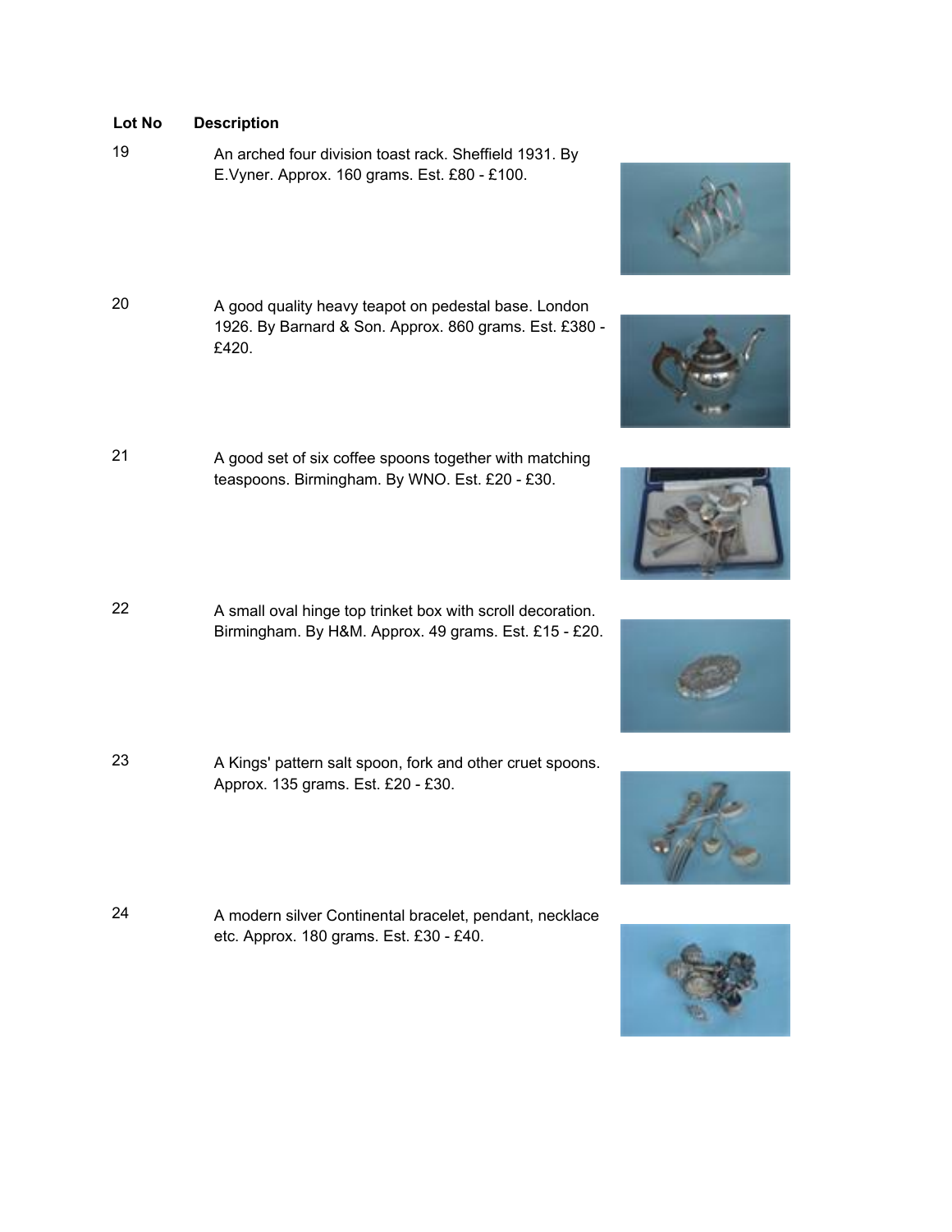| Lot No | Description |
|---|---|
| 19 | An arched four division toast rack. Sheffield 1931. By E.Vyner. Approx. 160 grams. Est. £80 - £100. |
| 20 | A good quality heavy teapot on pedestal base. London 1926. By Barnard & Son. Approx. 860 grams. Est. £380 - £420. |
| 21 | A good set of six coffee spoons together with matching teaspoons. Birmingham. By WNO. Est. £20 - £30. |
| 22 | A small oval hinge top trinket box with scroll decoration. Birmingham. By H&M. Approx. 49 grams. Est. £15 - £20. |
| 23 | A Kings' pattern salt spoon, fork and other cruet spoons. Approx. 135 grams. Est. £20 - £30. |
| 24 | A modern silver Continental bracelet, pendant, necklace etc. Approx. 180 grams. Est. £30 - £40. |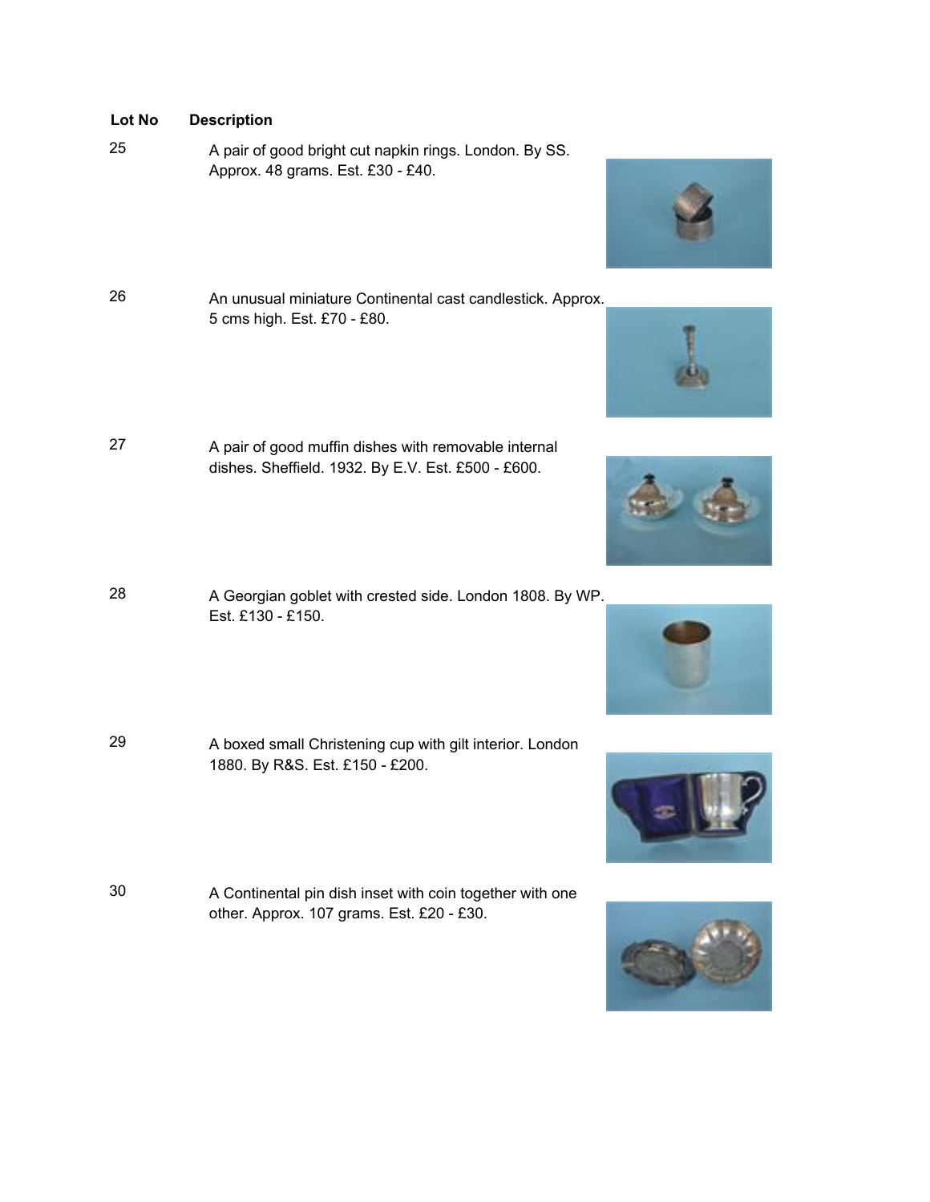| Lot No | Description |
| --- | --- |
| 25 | A pair of good bright cut napkin rings. London. By SS. Approx. 48 grams. Est. £30 - £40. |
| 26 | An unusual miniature Continental cast candlestick. Approx. 5 cms high. Est. £70 - £80. |
| 27 | A pair of good muffin dishes with removable internal dishes. Sheffield. 1932. By E.V. Est. £500 - £600. |
| 28 | A Georgian goblet with crested side. London 1808. By WP. Est. £130 - £150. |
| 29 | A boxed small Christening cup with gilt interior. London 1880. By R&S. Est. £150 - £200. |
| 30 | A Continental pin dish inset with coin together with one other. Approx. 107 grams. Est. £20 - £30. |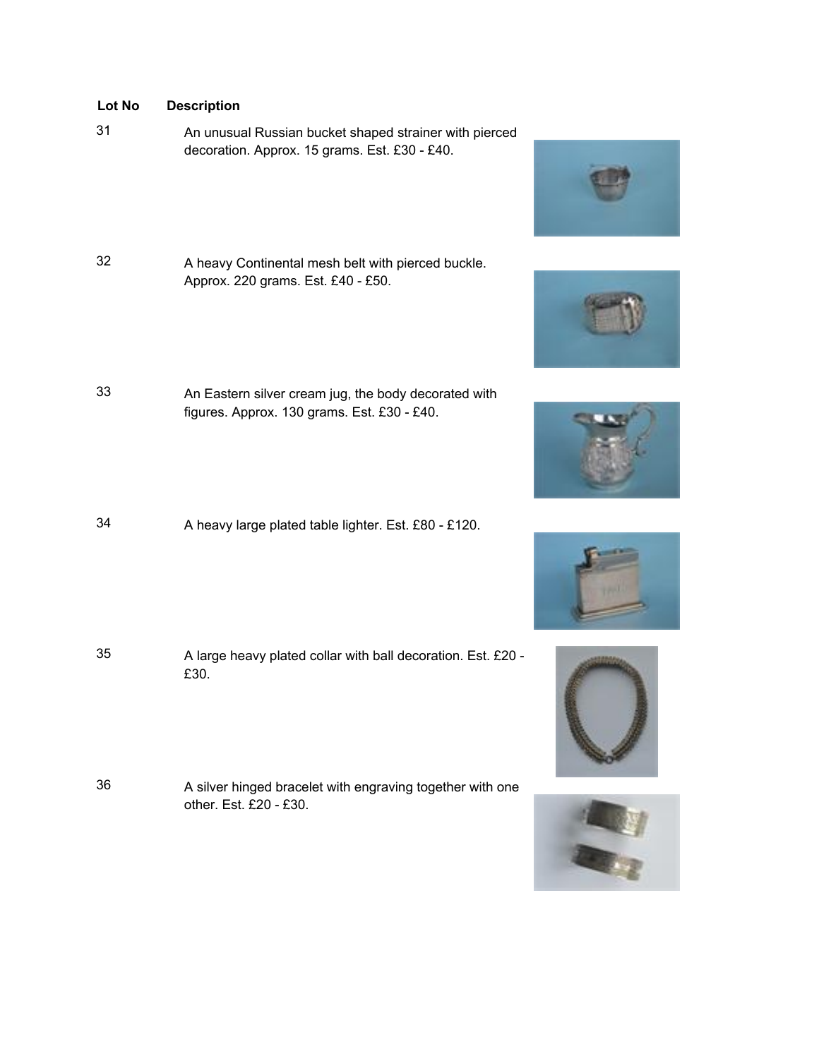| Lot No | Description |
|---|---|
| 31 | An unusual Russian bucket shaped strainer with pierced decoration. Approx. 15 grams. Est. £30 - £40. |
| 32 | A heavy Continental mesh belt with pierced buckle. Approx. 220 grams. Est. £40 - £50. |
| 33 | An Eastern silver cream jug, the body decorated with figures. Approx. 130 grams. Est. £30 - £40. |
| 34 | A heavy large plated table lighter. Est. £80 - £120. |
| 35 | A large heavy plated collar with ball decoration. Est. £20 - £30. |
| 36 | A silver hinged bracelet with engraving together with one other. Est. £20 - £30. |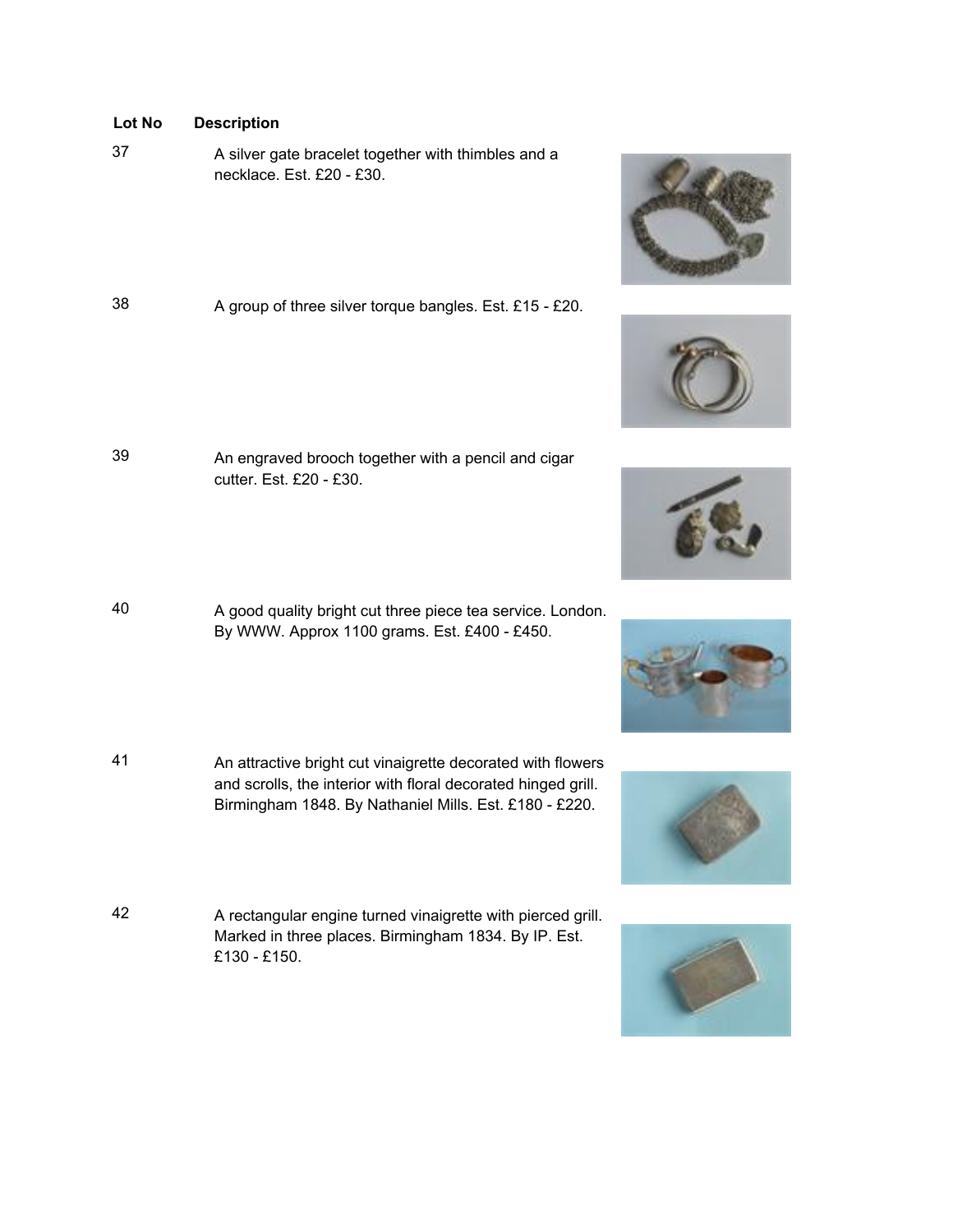| Lot No | Description |
| --- | --- |
| 37 | A silver gate bracelet together with thimbles and a necklace. Est. £20 - £30. |
| 38 | A group of three silver torque bangles. Est. £15 - £20. |
| 39 | An engraved brooch together with a pencil and cigar cutter. Est. £20 - £30. |
| 40 | A good quality bright cut three piece tea service. London. By WWW. Approx 1100 grams. Est. £400 - £450. |
| 41 | An attractive bright cut vinaigrette decorated with flowers and scrolls, the interior with floral decorated hinged grill. Birmingham 1848. By Nathaniel Mills. Est. £180 - £220. |
| 42 | A rectangular engine turned vinaigrette with pierced grill. Marked in three places. Birmingham 1834. By IP. Est. £130 - £150. |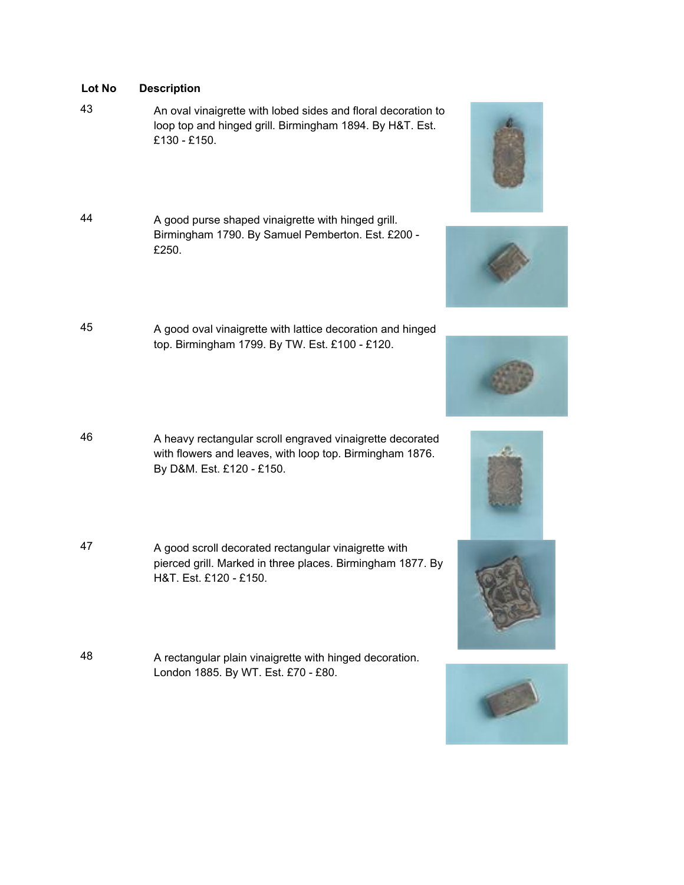| Lot No | Description |
| --- | --- |
| 43 | An oval vinaigrette with lobed sides and floral decoration to loop top and hinged grill. Birmingham 1894. By H&T. Est. £130 - £150. |
| 44 | A good purse shaped vinaigrette with hinged grill. Birmingham 1790. By Samuel Pemberton. Est. £200 - £250. |
| 45 | A good oval vinaigrette with lattice decoration and hinged top. Birmingham 1799. By TW. Est. £100 - £120. |
| 46 | A heavy rectangular scroll engraved vinaigrette decorated with flowers and leaves, with loop top. Birmingham 1876. By D&M. Est. £120 - £150. |
| 47 | A good scroll decorated rectangular vinaigrette with pierced grill. Marked in three places. Birmingham 1877. By H&T. Est. £120 - £150. |
| 48 | A rectangular plain vinaigrette with hinged decoration. London 1885. By WT. Est. £70 - £80. |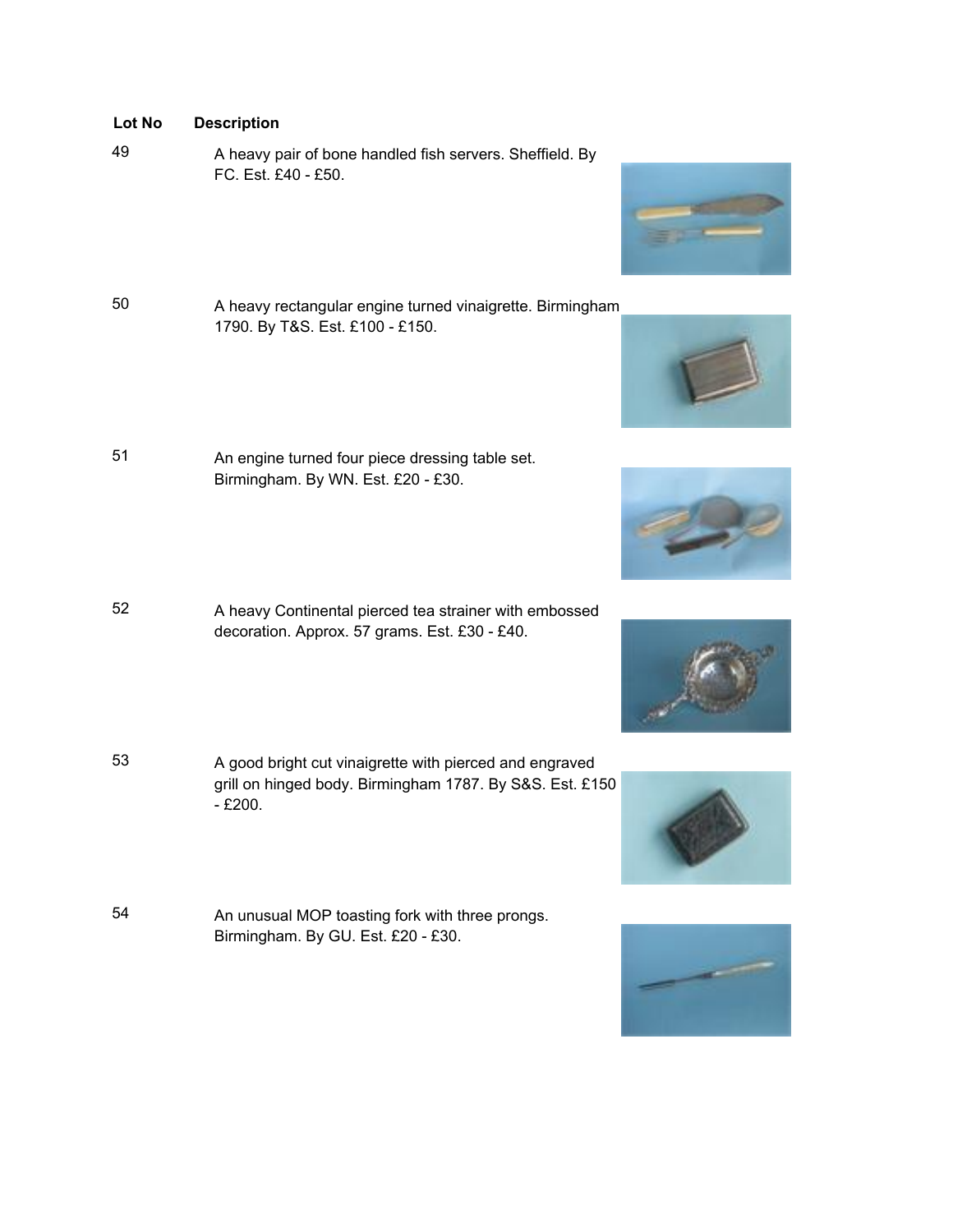| Lot No | Description |
|---|---|
| 49 | A heavy pair of bone handled fish servers. Sheffield. By FC. Est. £40 - £50. |
| 50 | A heavy rectangular engine turned vinaigrette. Birmingham 1790. By T&S. Est. £100 - £150. |
| 51 | An engine turned four piece dressing table set. Birmingham. By WN. Est. £20 - £30. |
| 52 | A heavy Continental pierced tea strainer with embossed decoration. Approx. 57 grams. Est. £30 - £40. |
| 53 | A good bright cut vinaigrette with pierced and engraved grill on hinged body. Birmingham 1787. By S&S. Est. £150 - £200. |
| 54 | An unusual MOP toasting fork with three prongs. Birmingham. By GU. Est. £20 - £30. |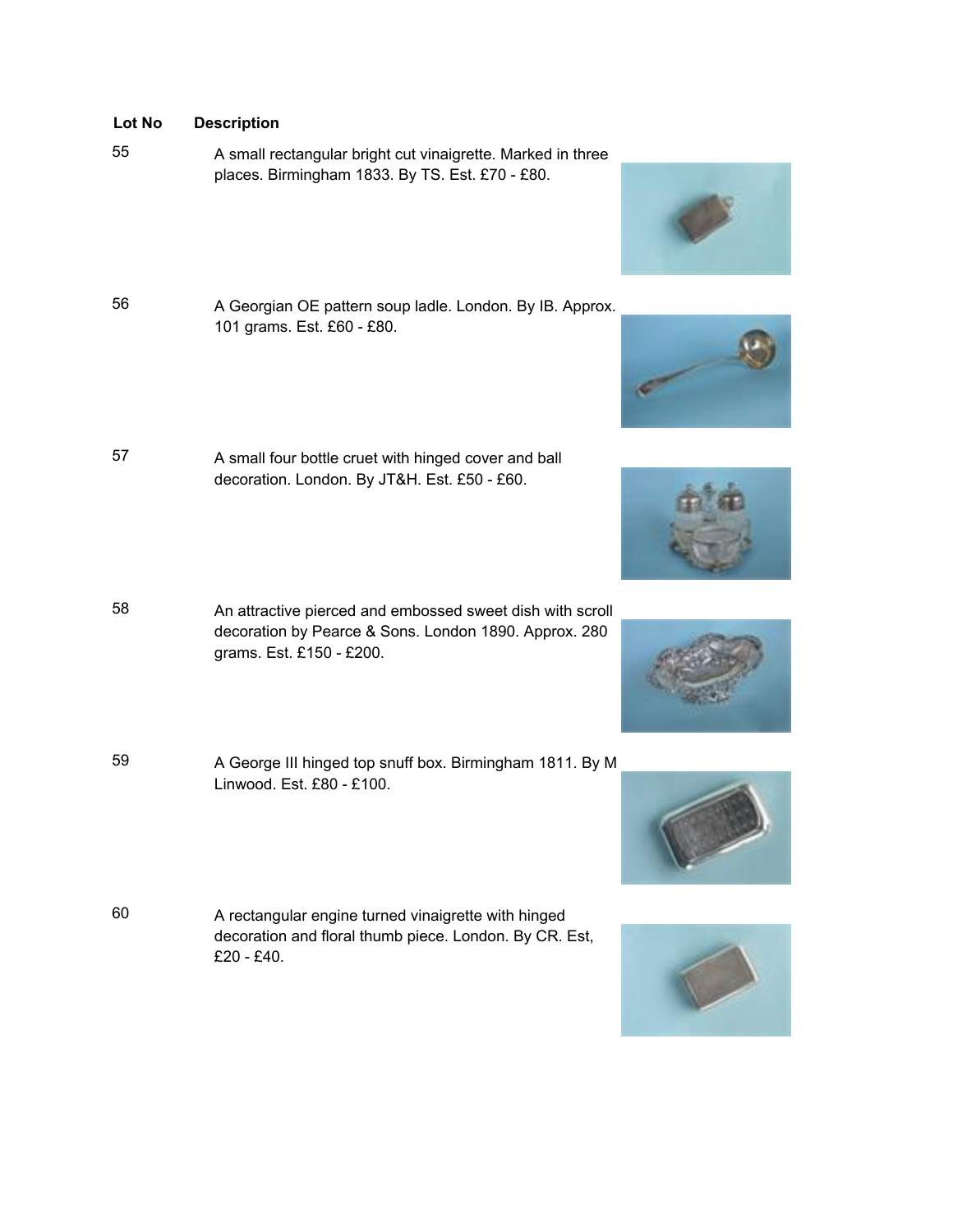| Lot No | Description |
| --- | --- |
| 55 | A small rectangular bright cut vinaigrette. Marked in three places. Birmingham 1833. By TS. Est. £70 - £80. |
| 56 | A Georgian OE pattern soup ladle. London. By IB. Approx. 101 grams. Est. £60 - £80. |
| 57 | A small four bottle cruet with hinged cover and ball decoration. London. By JT&H. Est. £50 - £60. |
| 58 | An attractive pierced and embossed sweet dish with scroll decoration by Pearce & Sons. London 1890. Approx. 280 grams. Est. £150 - £200. |
| 59 | A George III hinged top snuff box. Birmingham 1811. By M Linwood. Est. £80 - £100. |
| 60 | A rectangular engine turned vinaigrette with hinged decoration and floral thumb piece. London. By CR. Est, £20 - £40. |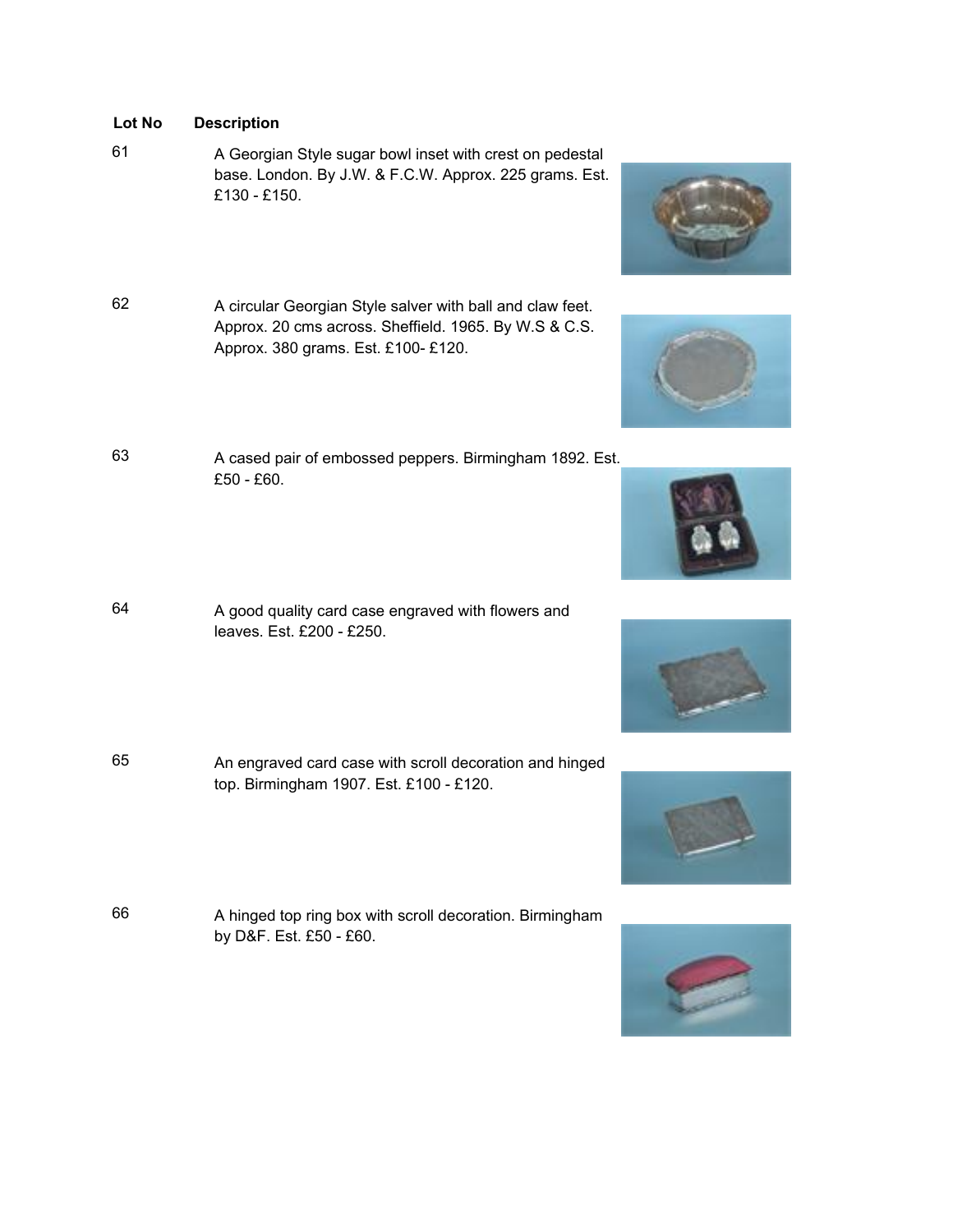| Lot No | Description |
| --- | --- |
| 61 | A Georgian Style sugar bowl inset with crest on pedestal base. London. By J.W. & F.C.W. Approx. 225 grams. Est. £130 - £150. |
| 62 | A circular Georgian Style salver with ball and claw feet. Approx. 20 cms across. Sheffield. 1965. By W.S & C.S. Approx. 380 grams. Est. £100- £120. |
| 63 | A cased pair of embossed peppers. Birmingham 1892. Est. £50 - £60. |
| 64 | A good quality card case engraved with flowers and leaves. Est. £200 - £250. |
| 65 | An engraved card case with scroll decoration and hinged top. Birmingham 1907. Est. £100 - £120. |
| 66 | A hinged top ring box with scroll decoration. Birmingham by D&F. Est. £50 - £60. |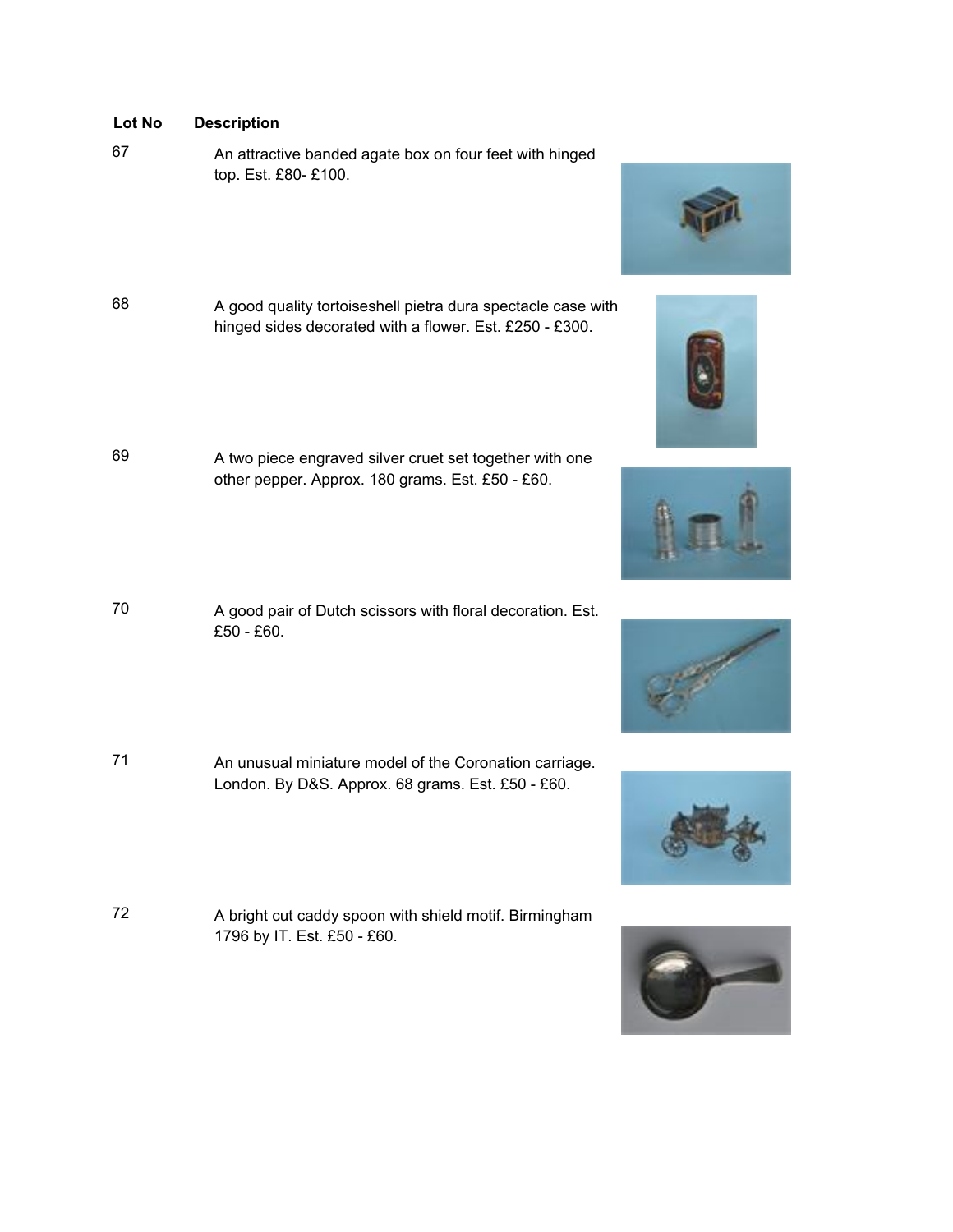| Lot No | Description |
|---|---|
| 67 | An attractive banded agate box on four feet with hinged top. Est. £80- £100. |
| 68 | A good quality tortoiseshell pietra dura spectacle case with hinged sides decorated with a flower. Est. £250 - £300. |
| 69 | A two piece engraved silver cruet set together with one other pepper. Approx. 180 grams. Est. £50 - £60. |
| 70 | A good pair of Dutch scissors with floral decoration. Est. £50 - £60. |
| 71 | An unusual miniature model of the Coronation carriage. London. By D&S. Approx. 68 grams. Est. £50 - £60. |
| 72 | A bright cut caddy spoon with shield motif. Birmingham 1796 by IT. Est. £50 - £60. |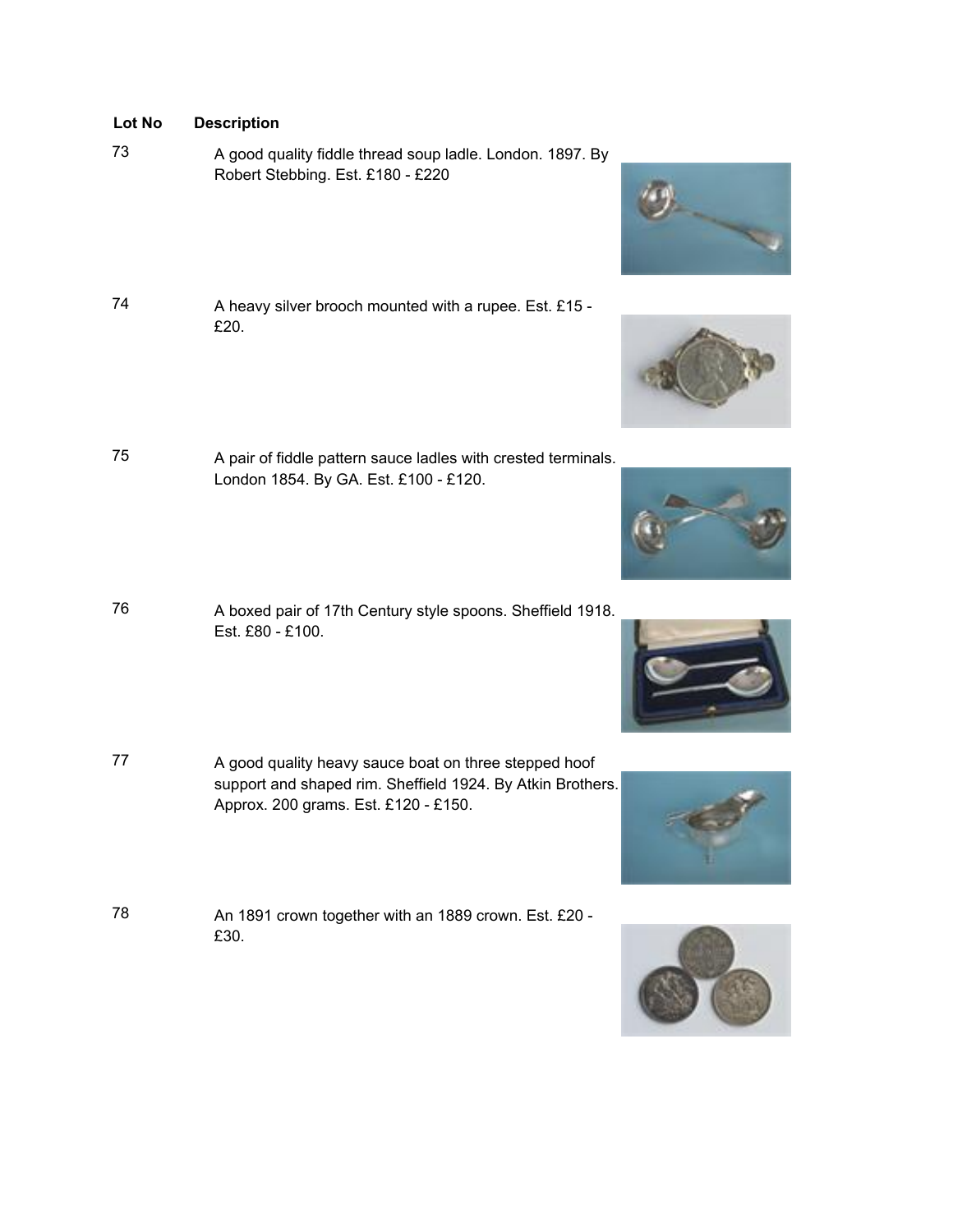| Lot No | Description |
| --- | --- |
| 73 | A good quality fiddle thread soup ladle. London. 1897. By Robert Stebbing. Est. £180 - £220 |
| 74 | A heavy silver brooch mounted with a rupee. Est. £15 - £20. |
| 75 | A pair of fiddle pattern sauce ladles with crested terminals. London 1854. By GA. Est. £100 - £120. |
| 76 | A boxed pair of 17th Century style spoons. Sheffield 1918. Est. £80 - £100. |
| 77 | A good quality heavy sauce boat on three stepped hoof support and shaped rim. Sheffield 1924. By Atkin Brothers. Approx. 200 grams. Est. £120 - £150. |
| 78 | An 1891 crown together with an 1889 crown. Est. £20 - £30. |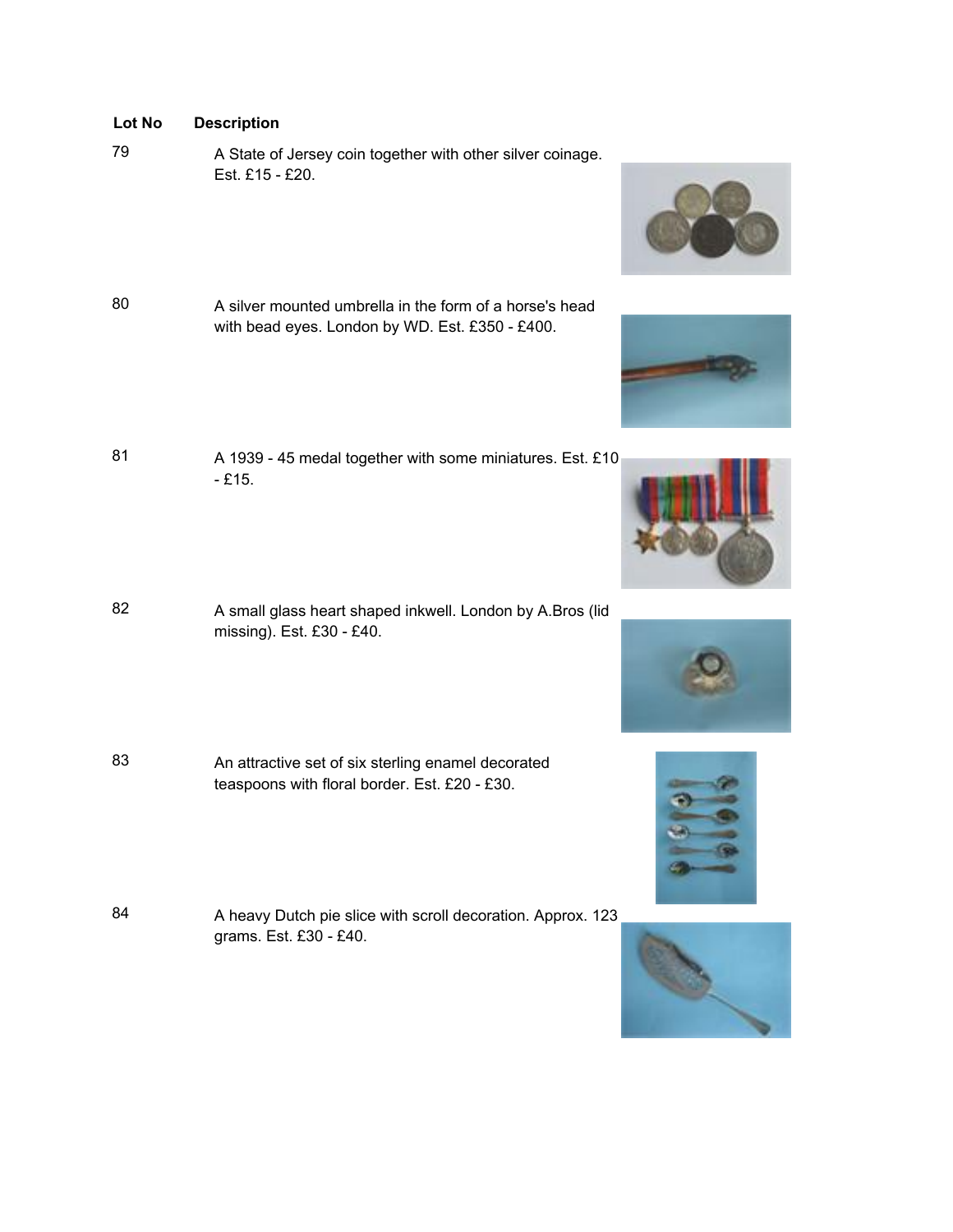| Lot No | Description |
|---|---|
| 79 | A State of Jersey coin together with other silver coinage. Est. £15 - £20. |
| 80 | A silver mounted umbrella in the form of a horse's head with bead eyes. London by WD. Est. £350 - £400. |
| 81 | A 1939 - 45 medal together with some miniatures. Est. £10 - £15. |
| 82 | A small glass heart shaped inkwell. London by A.Bros (lid missing). Est. £30 - £40. |
| 83 | An attractive set of six sterling enamel decorated teaspoons with floral border. Est. £20 - £30. |
| 84 | A heavy Dutch pie slice with scroll decoration. Approx. 123 grams. Est. £30 - £40. |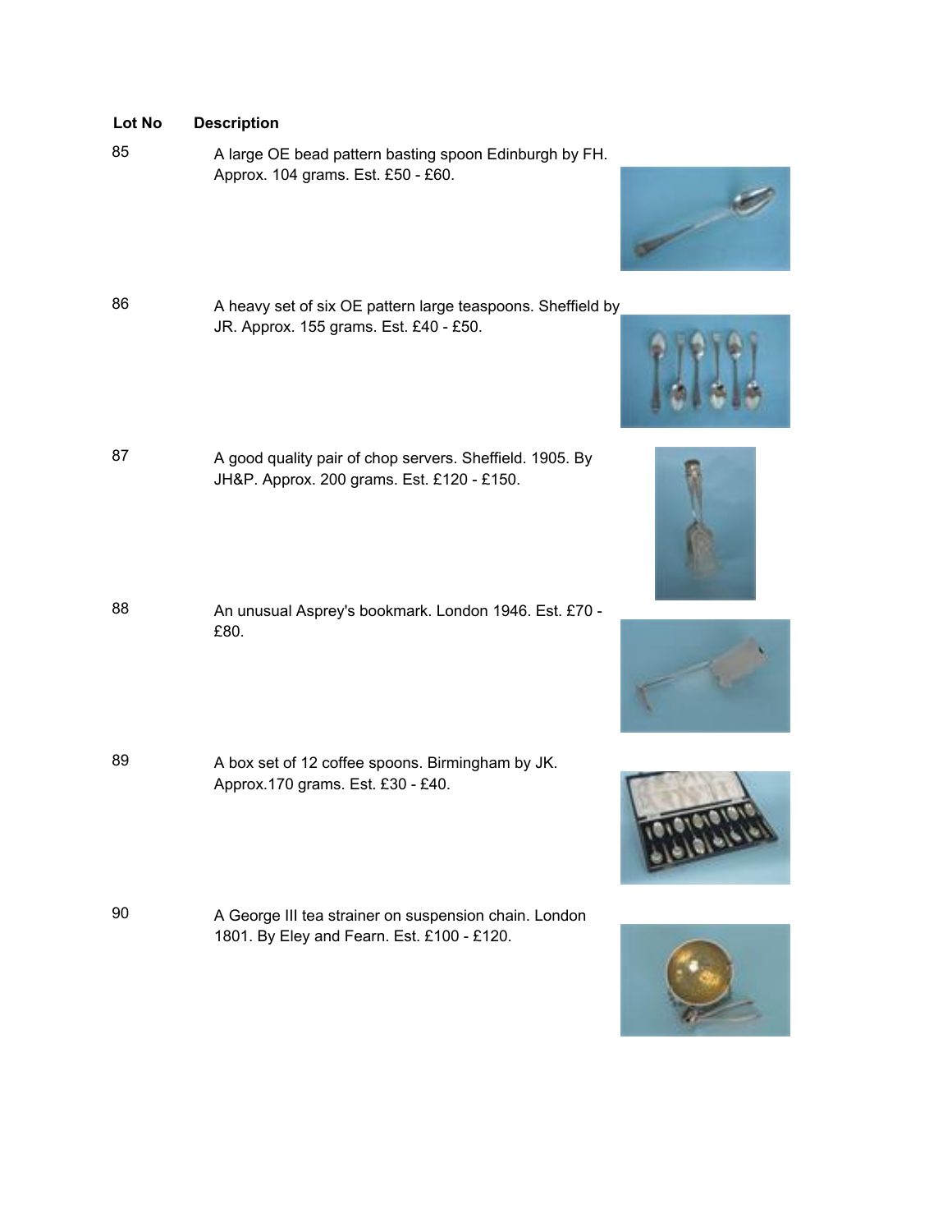| Lot No | Description |
|---|---|
| 85 | A large OE bead pattern basting spoon Edinburgh by FH. Approx. 104 grams. Est. £50 - £60. |
| 86 | A heavy set of six OE pattern large teaspoons. Sheffield by JR. Approx. 155 grams. Est. £40 - £50. |
| 87 | A good quality pair of chop servers. Sheffield. 1905. By JH&P. Approx. 200 grams. Est. £120 - £150. |
| 88 | An unusual Asprey's bookmark. London 1946. Est. £70 - £80. |
| 89 | A box set of 12 coffee spoons. Birmingham by JK. Approx.170 grams. Est. £30 - £40. |
| 90 | A George III tea strainer on suspension chain. London 1801. By Eley and Fearn. Est. £100 - £120. |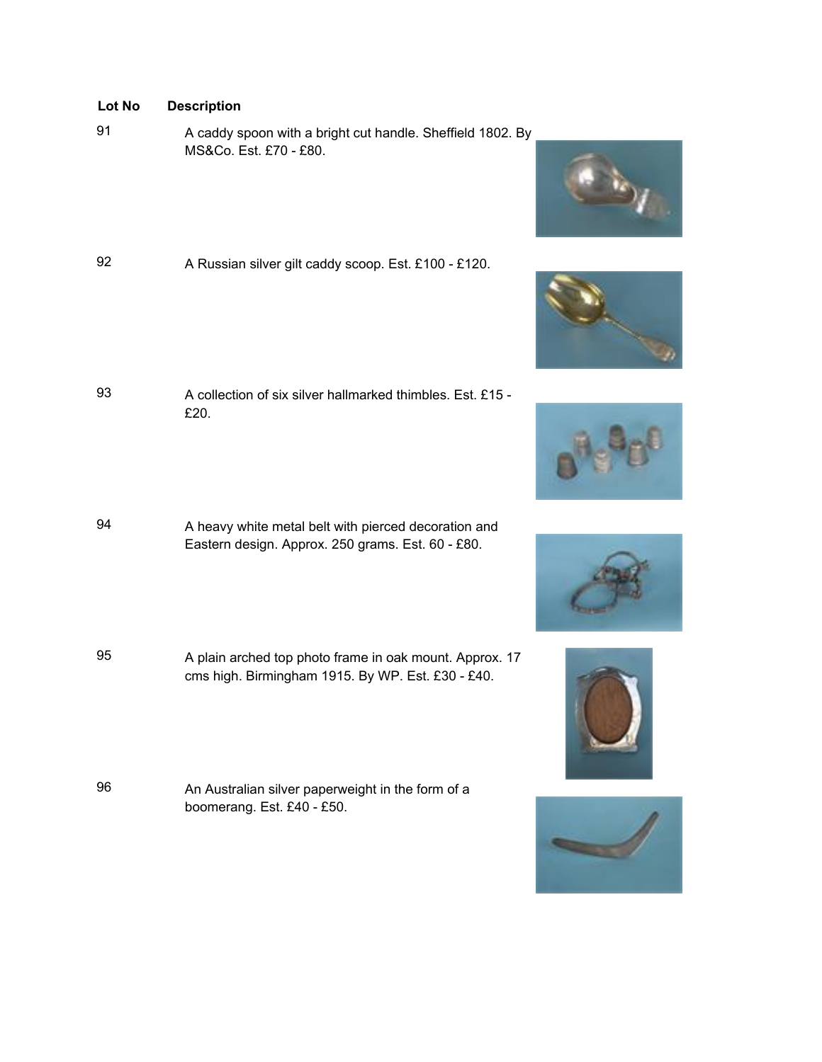| Lot No | Description |
|---|---|
| 91 | A caddy spoon with a bright cut handle. Sheffield 1802. By MS&Co. Est. £70 - £80. |
| 92 | A Russian silver gilt caddy scoop. Est. £100 - £120. |
| 93 | A collection of six silver hallmarked thimbles. Est. £15 - £20. |
| 94 | A heavy white metal belt with pierced decoration and Eastern design. Approx. 250 grams. Est. 60 - £80. |
| 95 | A plain arched top photo frame in oak mount. Approx. 17 cms high. Birmingham 1915. By WP. Est. £30 - £40. |
| 96 | An Australian silver paperweight in the form of a boomerang. Est. £40 - £50. |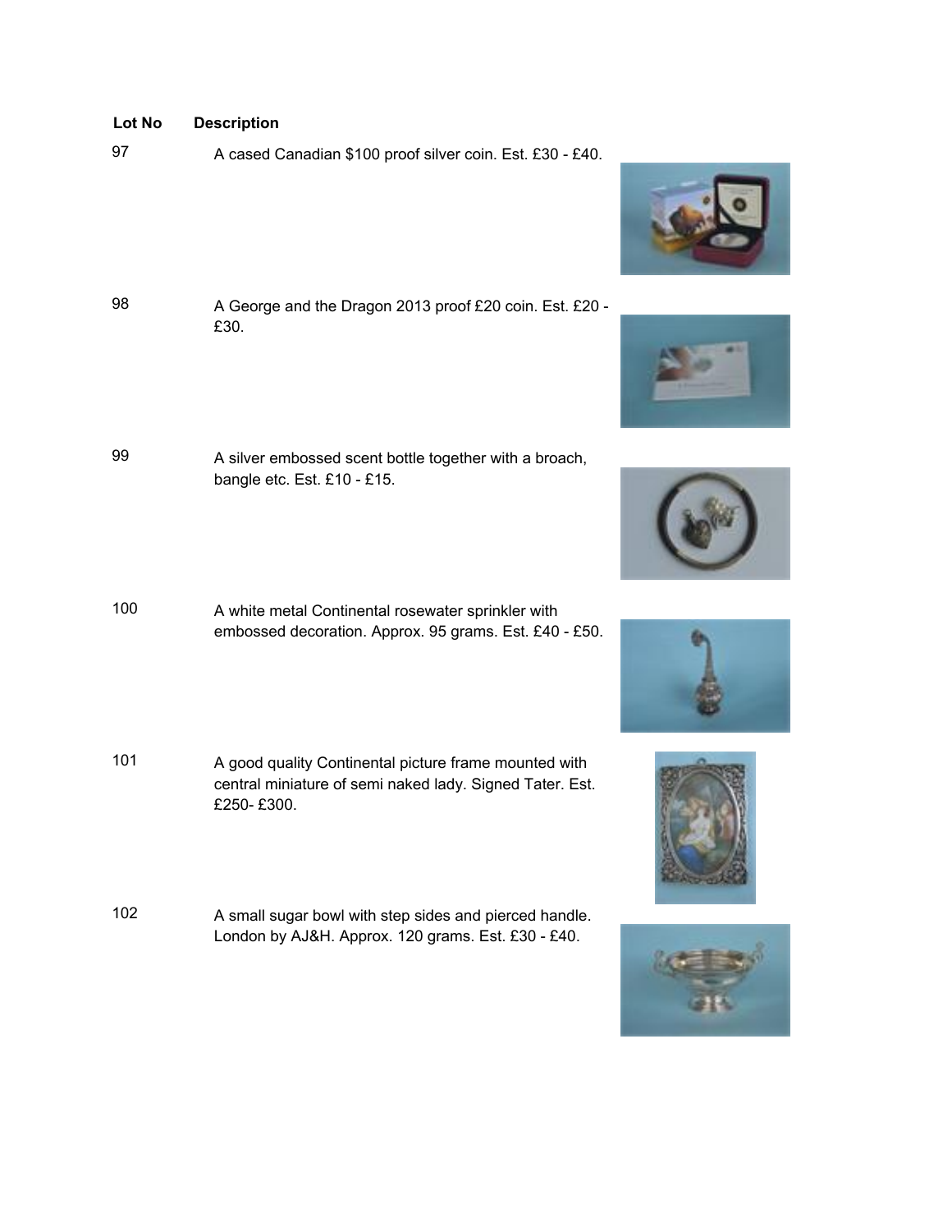| Lot No | Description |
| --- | --- |
| 97 | A cased Canadian $100 proof silver coin. Est. £30 - £40. |
| 98 | A George and the Dragon 2013 proof £20 coin. Est. £20 - £30. |
| 99 | A silver embossed scent bottle together with a broach, bangle etc. Est. £10 - £15. |
| 100 | A white metal Continental rosewater sprinkler with embossed decoration. Approx. 95 grams. Est. £40 - £50. |
| 101 | A good quality Continental picture frame mounted with central miniature of semi naked lady. Signed Tater. Est. £250- £300. |
| 102 | A small sugar bowl with step sides and pierced handle. London by AJ&H. Approx. 120 grams. Est. £30 - £40. |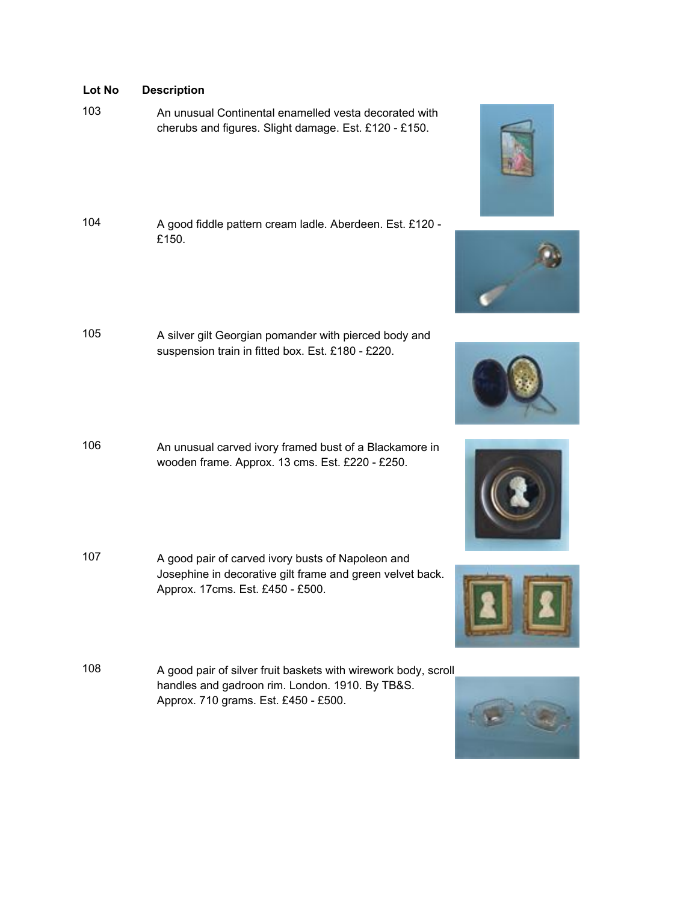| Lot No | Description |
| --- | --- |
| 103 | An unusual Continental enamelled vesta decorated with cherubs and figures. Slight damage. Est. £120 - £150. |
| 104 | A good fiddle pattern cream ladle. Aberdeen. Est. £120 - £150. |
| 105 | A silver gilt Georgian pomander with pierced body and suspension train in fitted box. Est. £180 - £220. |
| 106 | An unusual carved ivory framed bust of a Blackamore in wooden frame. Approx. 13 cms. Est. £220 - £250. |
| 107 | A good pair of carved ivory busts of Napoleon and Josephine in decorative gilt frame and green velvet back. Approx. 17cms. Est. £450 - £500. |
| 108 | A good pair of silver fruit baskets with wirework body, scroll handles and gadroon rim. London. 1910. By TB&S. Approx. 710 grams. Est. £450 - £500. |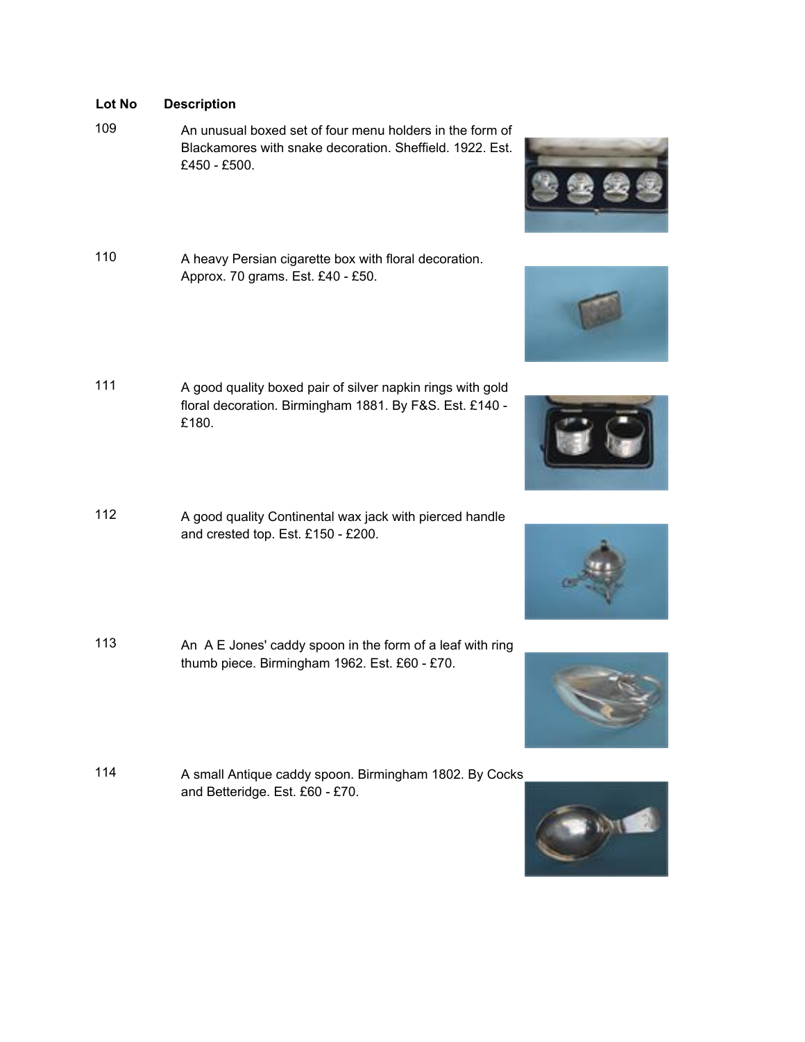| Lot No | Description |
| --- | --- |
| 109 | An unusual boxed set of four menu holders in the form of Blackamores with snake decoration. Sheffield. 1922. Est. £450 - £500. |
| 110 | A heavy Persian cigarette box with floral decoration. Approx. 70 grams. Est. £40 - £50. |
| 111 | A good quality boxed pair of silver napkin rings with gold floral decoration. Birmingham 1881. By F&S. Est. £140 - £180. |
| 112 | A good quality Continental wax jack with pierced handle and crested top. Est. £150 - £200. |
| 113 | An A E Jones' caddy spoon in the form of a leaf with ring thumb piece. Birmingham 1962. Est. £60 - £70. |
| 114 | A small Antique caddy spoon. Birmingham 1802. By Cocks and Betteridge. Est. £60 - £70. |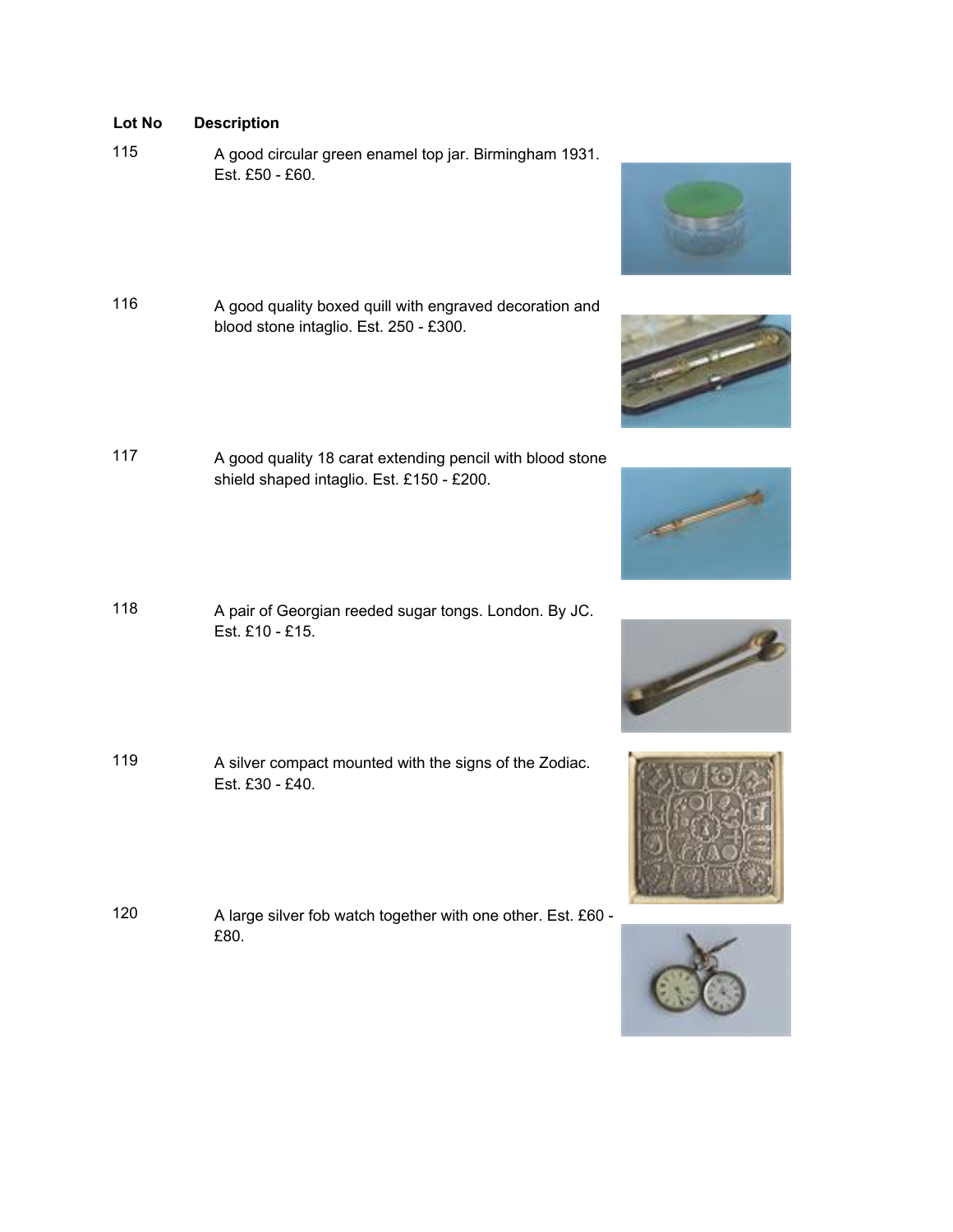| Lot No | Description |
| --- | --- |
| 115 | A good circular green enamel top jar. Birmingham 1931. Est. £50 - £60. |
| 116 | A good quality boxed quill with engraved decoration and blood stone intaglio. Est. 250 - £300. |
| 117 | A good quality 18 carat extending pencil with blood stone shield shaped intaglio. Est. £150 - £200. |
| 118 | A pair of Georgian reeded sugar tongs. London. By JC. Est. £10 - £15. |
| 119 | A silver compact mounted with the signs of the Zodiac. Est. £30 - £40. |
| 120 | A large silver fob watch together with one other. Est. £60 - £80. |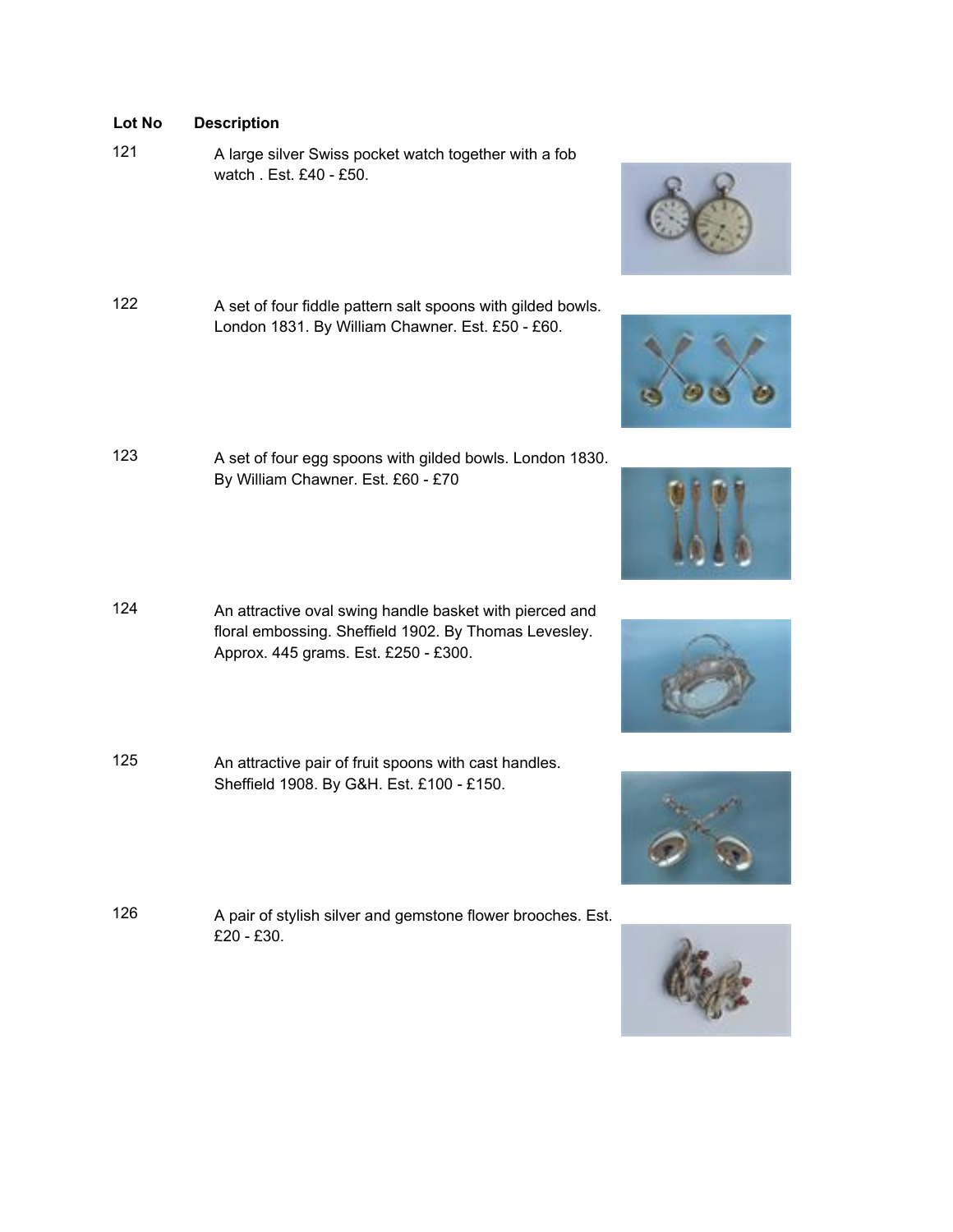| Lot No | Description |
| --- | --- |
| 121 | A large silver Swiss pocket watch together with a fob watch . Est. £40 - £50. |
| 122 | A set of four fiddle pattern salt spoons with gilded bowls. London 1831. By William Chawner. Est. £50 - £60. |
| 123 | A set of four egg spoons with gilded bowls. London 1830. By William Chawner. Est. £60 - £70 |
| 124 | An attractive oval swing handle basket with pierced and floral embossing. Sheffield 1902. By Thomas Levesley. Approx. 445 grams. Est. £250 - £300. |
| 125 | An attractive pair of fruit spoons with cast handles. Sheffield 1908. By G&H. Est. £100 - £150. |
| 126 | A pair of stylish silver and gemstone flower brooches. Est. £20 - £30. |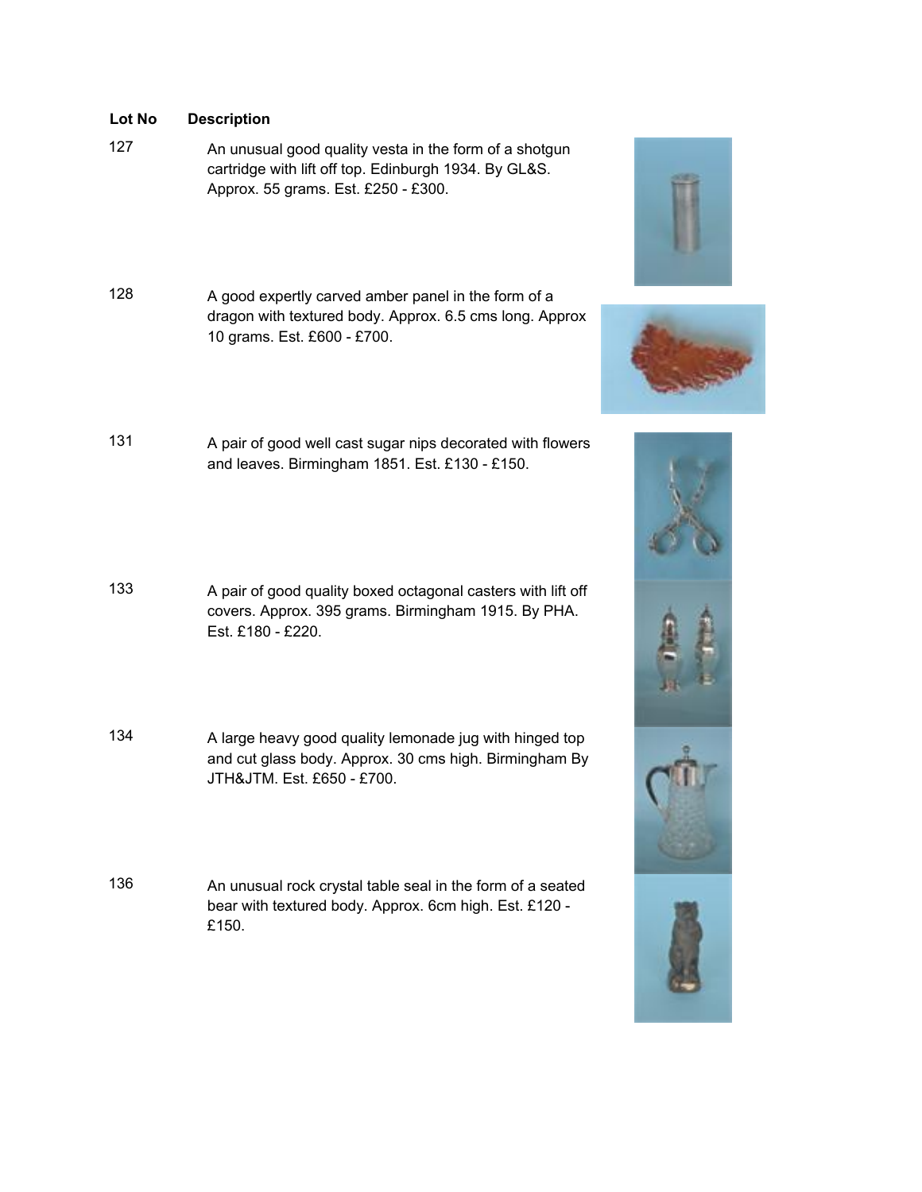| Lot No | Description |
|---|---|
| 127 | An unusual good quality vesta in the form of a shotgun cartridge with lift off top. Edinburgh 1934. By GL&S. Approx. 55 grams. Est. £250 - £300. |
| 128 | A good expertly carved amber panel in the form of a dragon with textured body. Approx. 6.5 cms long. Approx 10 grams. Est. £600 - £700. |
| 131 | A pair of good well cast sugar nips decorated with flowers and leaves. Birmingham 1851. Est. £130 - £150. |
| 133 | A pair of good quality boxed octagonal casters with lift off covers. Approx. 395 grams. Birmingham 1915. By PHA. Est. £180 - £220. |
| 134 | A large heavy good quality lemonade jug with hinged top and cut glass body. Approx. 30 cms high. Birmingham By JTH&JTM. Est. £650 - £700. |
| 136 | An unusual rock crystal table seal in the form of a seated bear with textured body. Approx. 6cm high. Est. £120 - £150. |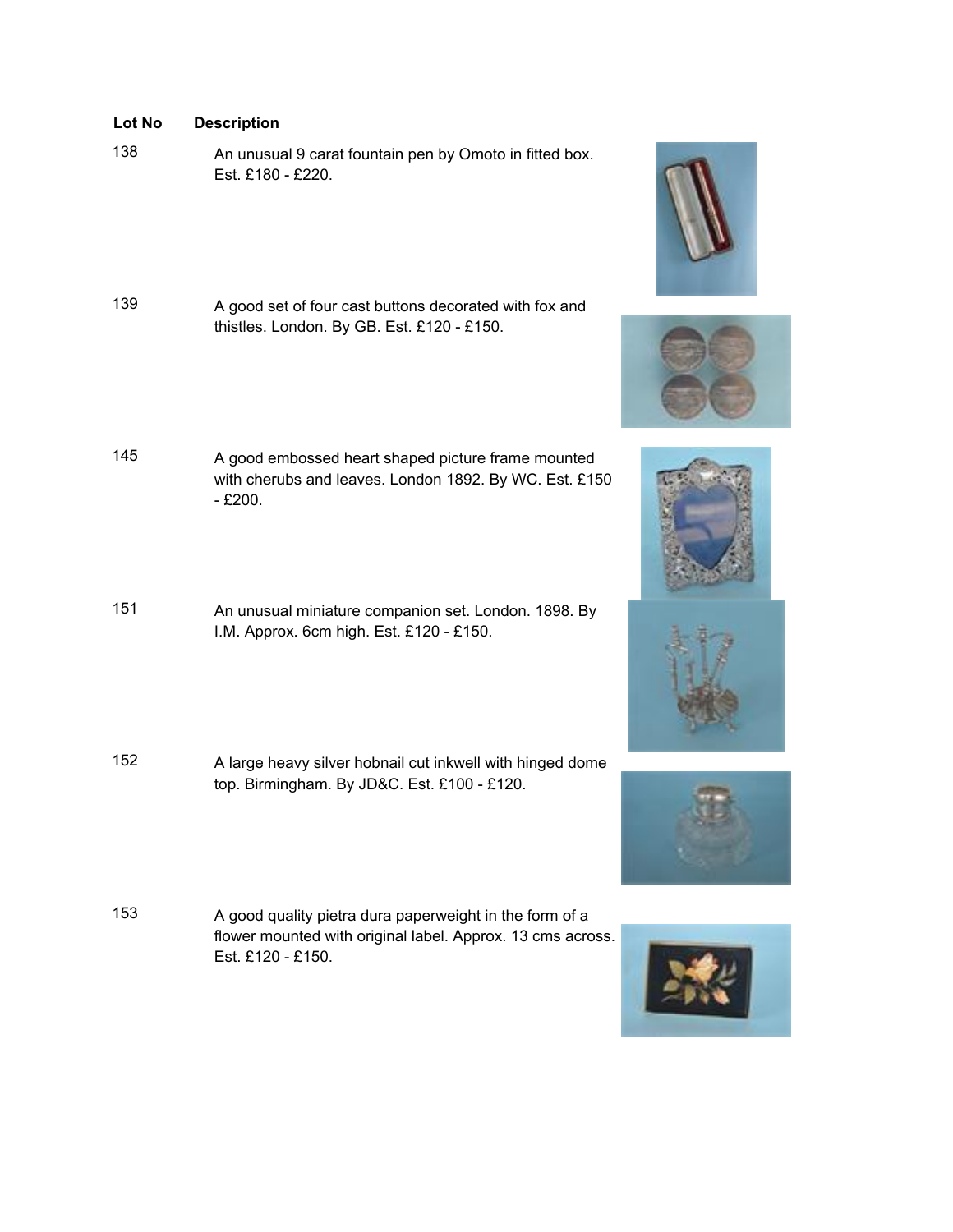| Lot No | Description |
| --- | --- |
| 138 | An unusual 9 carat fountain pen by Omoto in fitted box. Est. £180 - £220. |
| 139 | A good set of four cast buttons decorated with fox and thistles. London. By GB. Est. £120 - £150. |
| 145 | A good embossed heart shaped picture frame mounted with cherubs and leaves. London 1892. By WC. Est. £150 - £200. |
| 151 | An unusual miniature companion set. London. 1898. By I.M. Approx. 6cm high. Est. £120 - £150. |
| 152 | A large heavy silver hobnail cut inkwell with hinged dome top. Birmingham. By JD&C. Est. £100 - £120. |
| 153 | A good quality pietra dura paperweight in the form of a flower mounted with original label. Approx. 13 cms across. Est. £120 - £150. |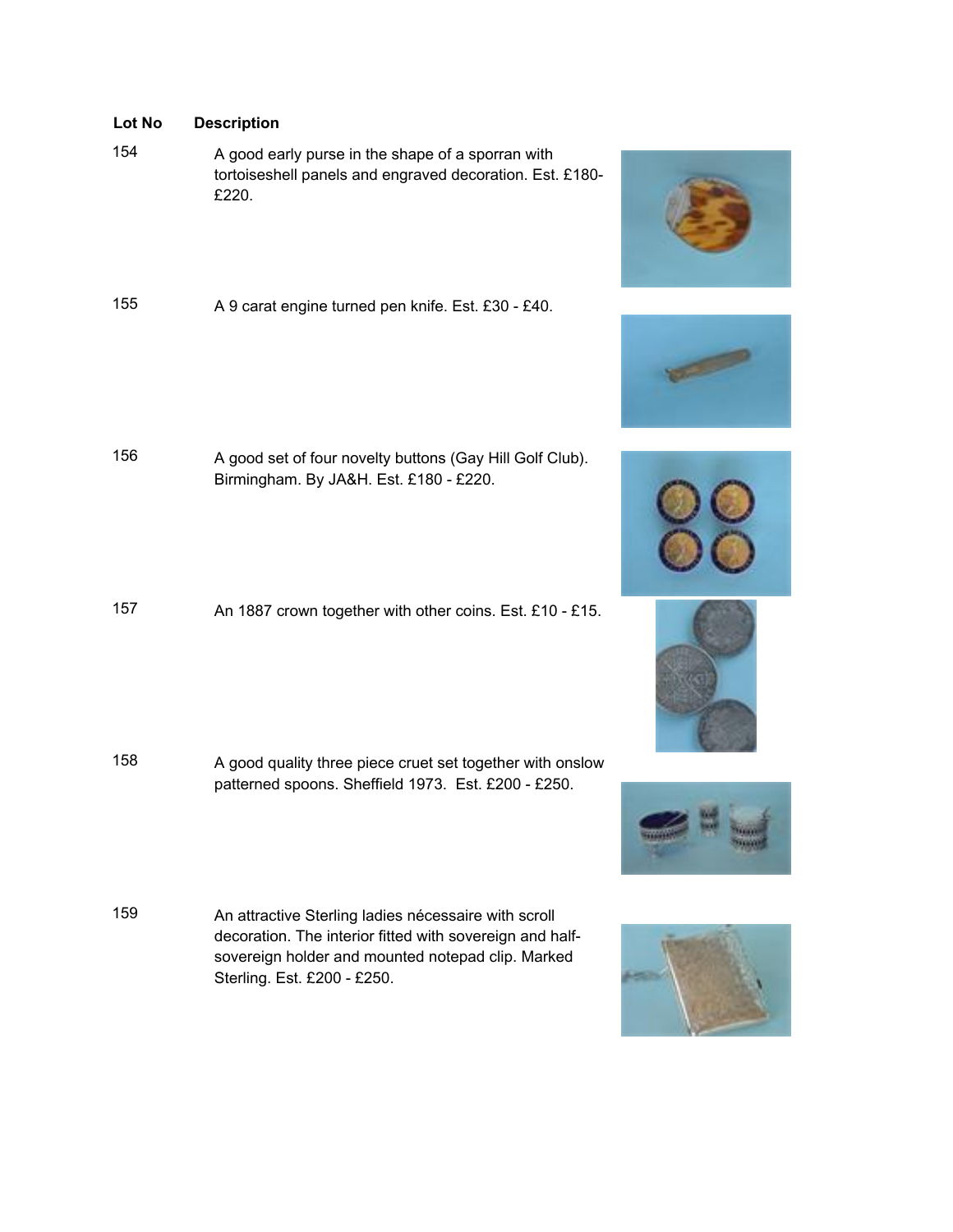| Lot No | Description |
|---|---|
| 154 | A good early purse in the shape of a sporran with tortoiseshell panels and engraved decoration. Est. £180-£220. |
| 155 | A 9 carat engine turned pen knife. Est. £30 - £40. |
| 156 | A good set of four novelty buttons (Gay Hill Golf Club). Birmingham. By JA&H. Est. £180 - £220. |
| 157 | An 1887 crown together with other coins. Est. £10 - £15. |
| 158 | A good quality three piece cruet set together with onslow patterned spoons. Sheffield 1973. Est. £200 - £250. |
| 159 | An attractive Sterling ladies nécessaire with scroll decoration. The interior fitted with sovereign and half-sovereign holder and mounted notepad clip. Marked Sterling. Est. £200 - £250. |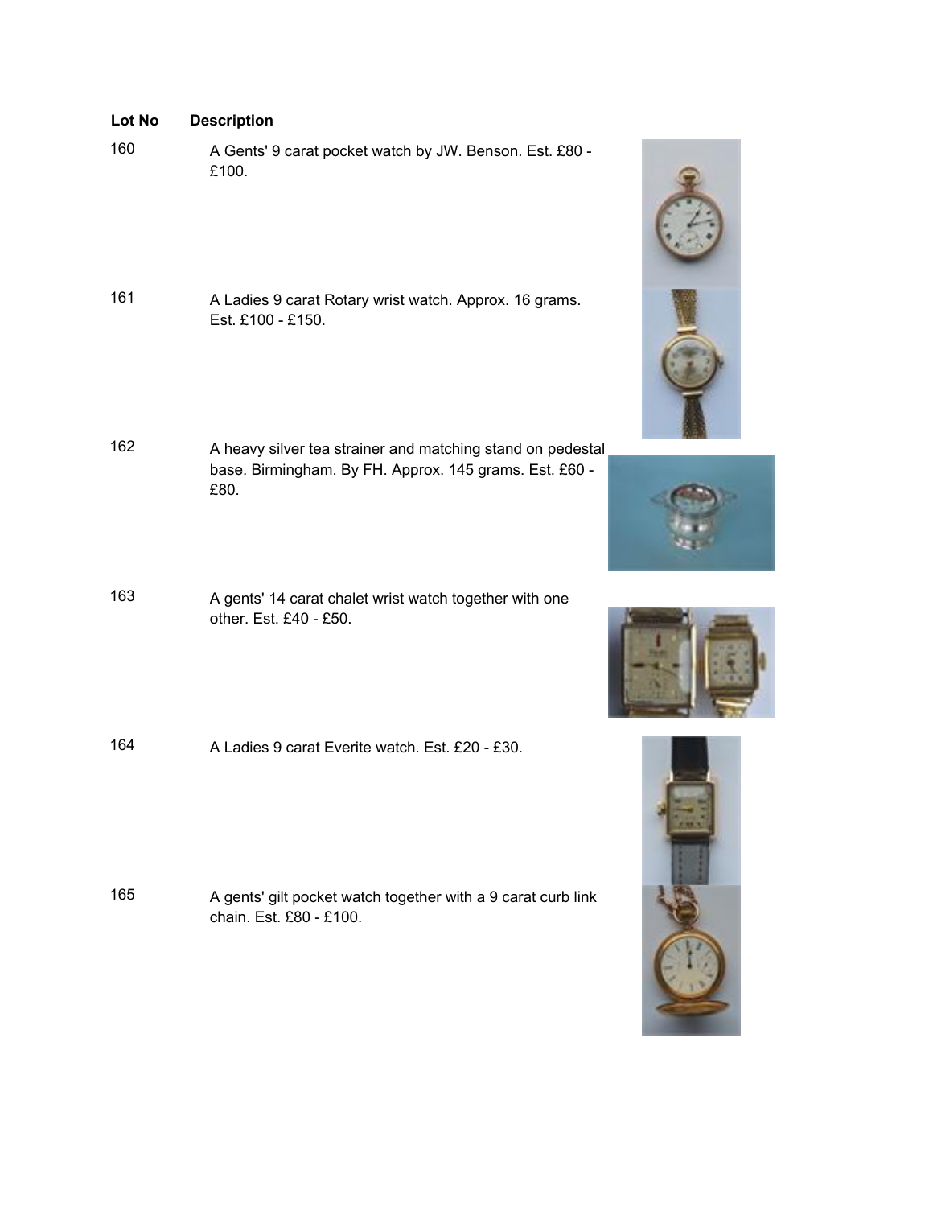| Lot No | Description |
| --- | --- |
| 160 | A Gents' 9 carat pocket watch by JW. Benson. Est. £80 - £100. |
| 161 | A Ladies 9 carat Rotary wrist watch. Approx. 16 grams. Est. £100 - £150. |
| 162 | A heavy silver tea strainer and matching stand on pedestal base. Birmingham. By FH. Approx. 145 grams. Est. £60 - £80. |
| 163 | A gents' 14 carat chalet wrist watch together with one other. Est. £40 - £50. |
| 164 | A Ladies 9 carat Everite watch. Est. £20 - £30. |
| 165 | A gents' gilt pocket watch together with a 9 carat curb link chain. Est. £80 - £100. |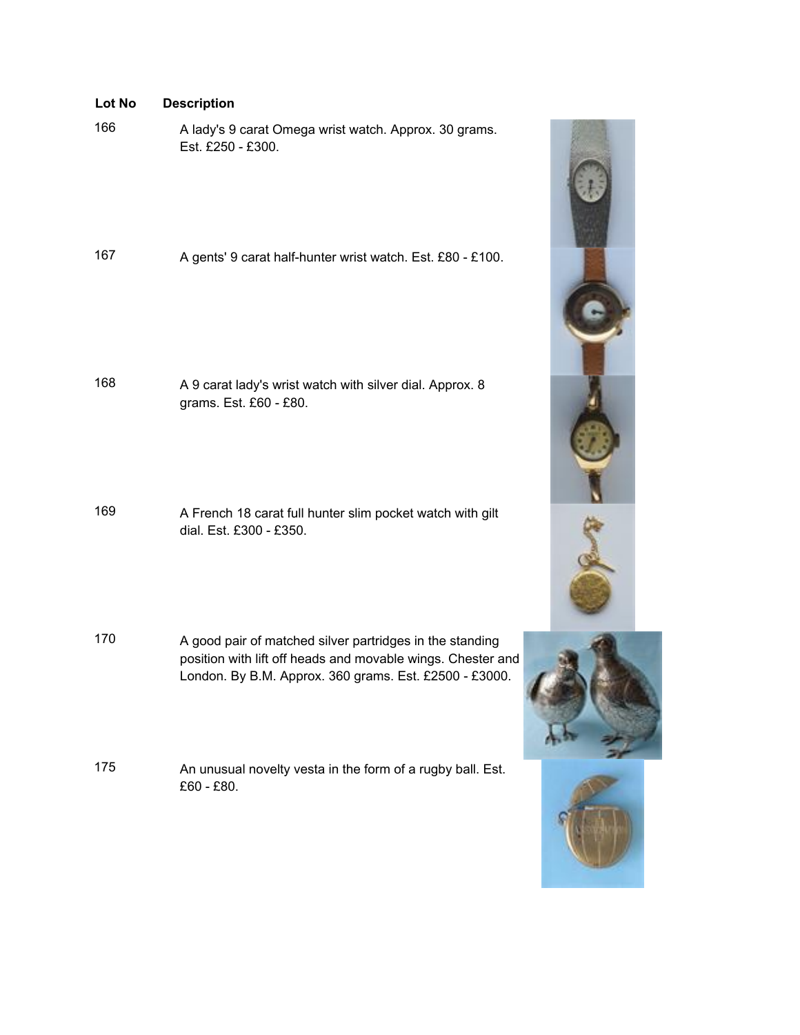| Lot No | Description |
| --- | --- |
| 166 | A lady's 9 carat Omega wrist watch. Approx. 30 grams. Est. £250 - £300. |
| 167 | A gents' 9 carat half-hunter wrist watch. Est. £80 - £100. |
| 168 | A 9 carat lady's wrist watch with silver dial. Approx. 8 grams. Est. £60 - £80. |
| 169 | A French 18 carat full hunter slim pocket watch with gilt dial. Est. £300 - £350. |
| 170 | A good pair of matched silver partridges in the standing position with lift off heads and movable wings. Chester and London. By B.M. Approx. 360 grams. Est. £2500 - £3000. |
| 175 | An unusual novelty vesta in the form of a rugby ball. Est. £60 - £80. |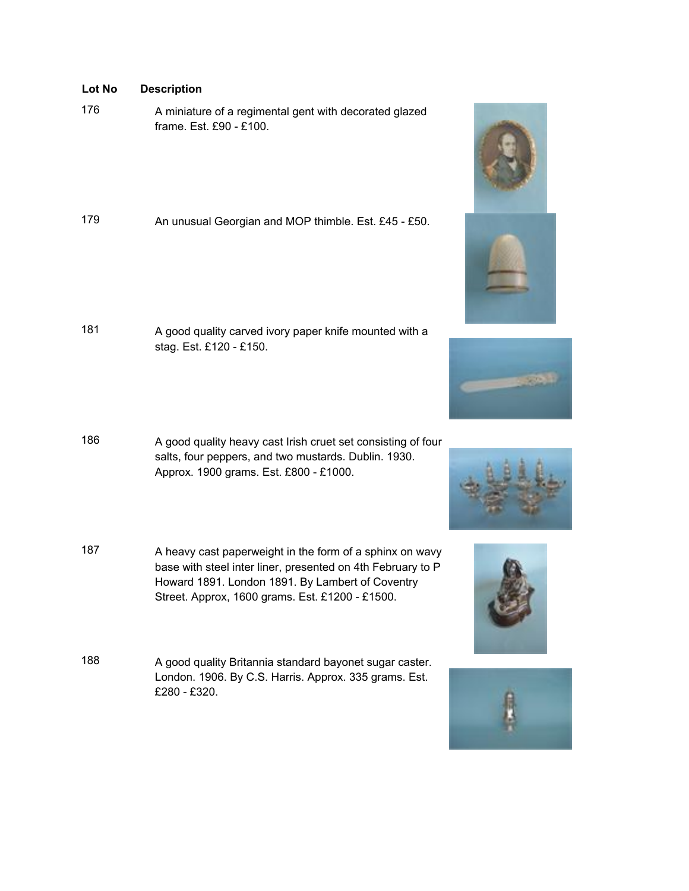| Lot No | Description |
|---|---|
| 176 | A miniature of a regimental gent with decorated glazed frame. Est. £90 - £100. |
| 179 | An unusual Georgian and MOP thimble. Est. £45 - £50. |
| 181 | A good quality carved ivory paper knife mounted with a stag. Est. £120 - £150. |
| 186 | A good quality heavy cast Irish cruet set consisting of four salts, four peppers, and two mustards. Dublin. 1930. Approx. 1900 grams. Est. £800 - £1000. |
| 187 | A heavy cast paperweight in the form of a sphinx on wavy base with steel inter liner, presented on 4th February to P Howard 1891. London 1891. By Lambert of Coventry Street. Approx, 1600 grams. Est. £1200 - £1500. |
| 188 | A good quality Britannia standard bayonet sugar caster. London. 1906. By C.S. Harris. Approx. 335 grams. Est. £280 - £320. |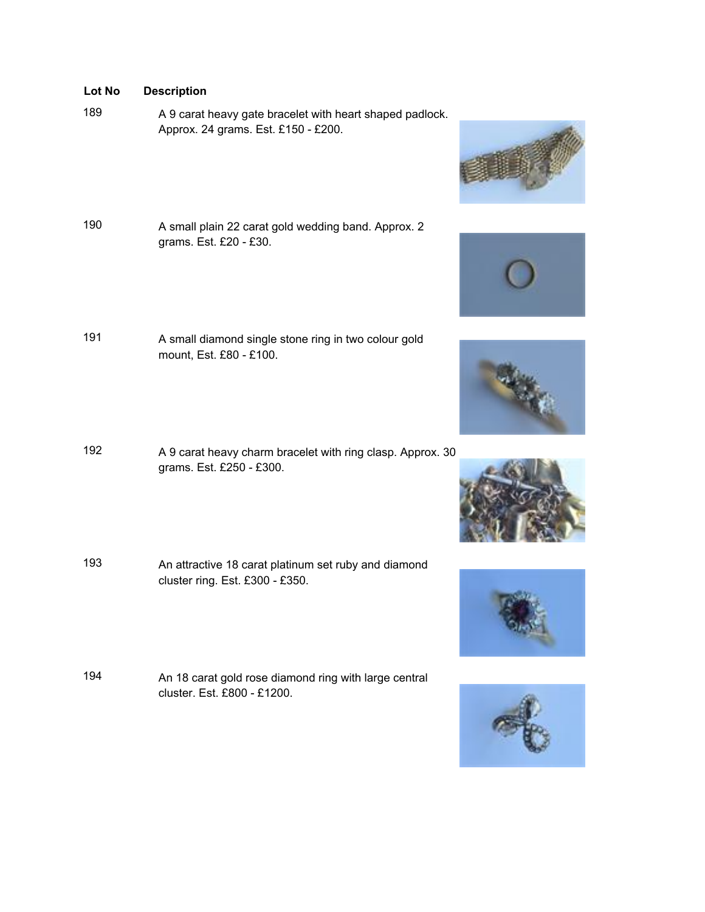| Lot No | Description |
| --- | --- |
| 189 | A 9 carat heavy gate bracelet with heart shaped padlock. Approx. 24 grams. Est. £150 - £200. |
| 190 | A small plain 22 carat gold wedding band. Approx. 2 grams. Est. £20 - £30. |
| 191 | A small diamond single stone ring in two colour gold mount, Est. £80 - £100. |
| 192 | A 9 carat heavy charm bracelet with ring clasp. Approx. 30 grams. Est. £250 - £300. |
| 193 | An attractive 18 carat platinum set ruby and diamond cluster ring. Est. £300 - £350. |
| 194 | An 18 carat gold rose diamond ring with large central cluster. Est. £800 - £1200. |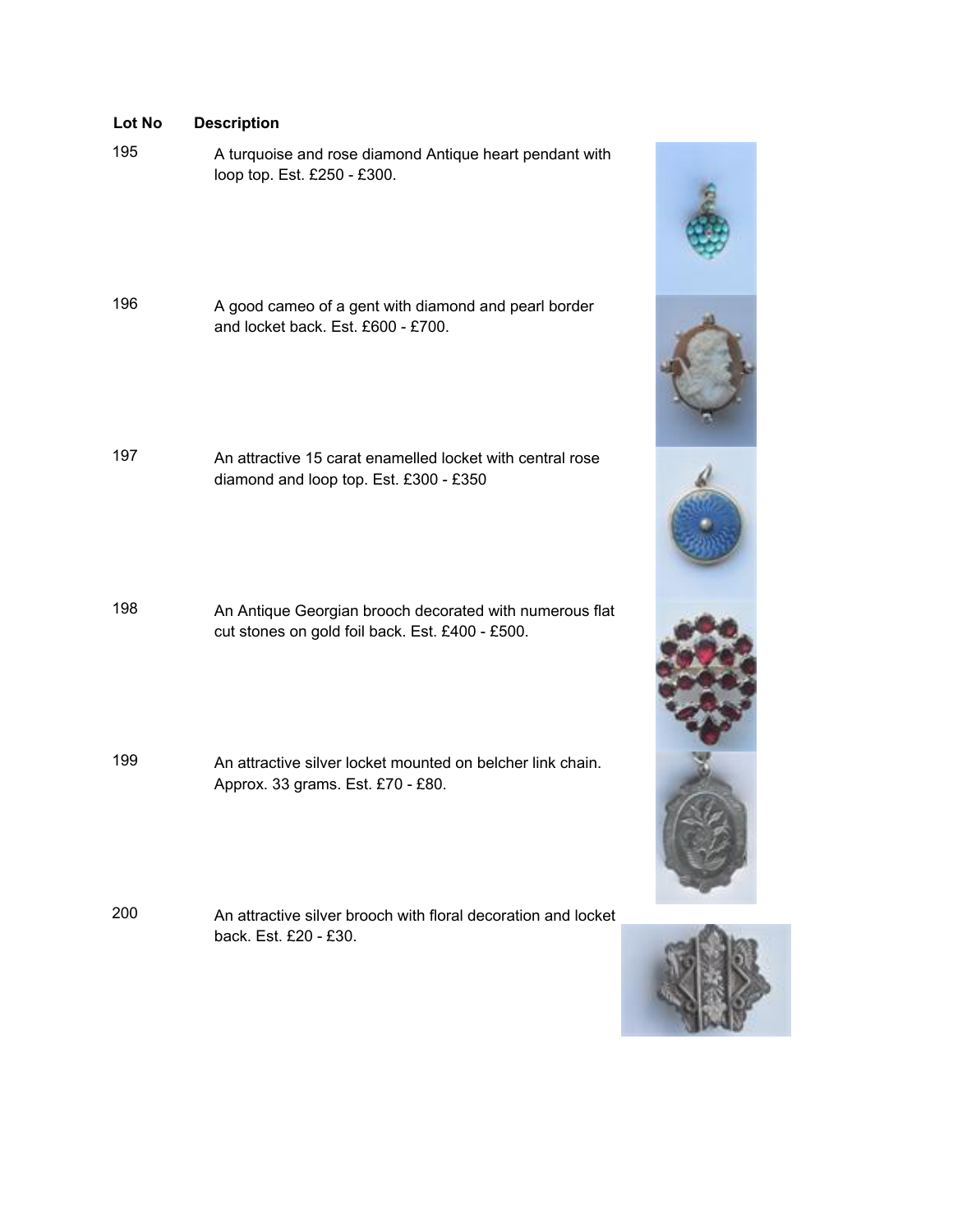| Lot No | Description |
| --- | --- |
| 195 | A turquoise and rose diamond Antique heart pendant with loop top. Est. £250 - £300. |
| 196 | A good cameo of a gent with diamond and pearl border and locket back. Est. £600 - £700. |
| 197 | An attractive 15 carat enamelled locket with central rose diamond and loop top. Est. £300 - £350 |
| 198 | An Antique Georgian brooch decorated with numerous flat cut stones on gold foil back. Est. £400 - £500. |
| 199 | An attractive silver locket mounted on belcher link chain. Approx. 33 grams. Est. £70 - £80. |
| 200 | An attractive silver brooch with floral decoration and locket back. Est. £20 - £30. |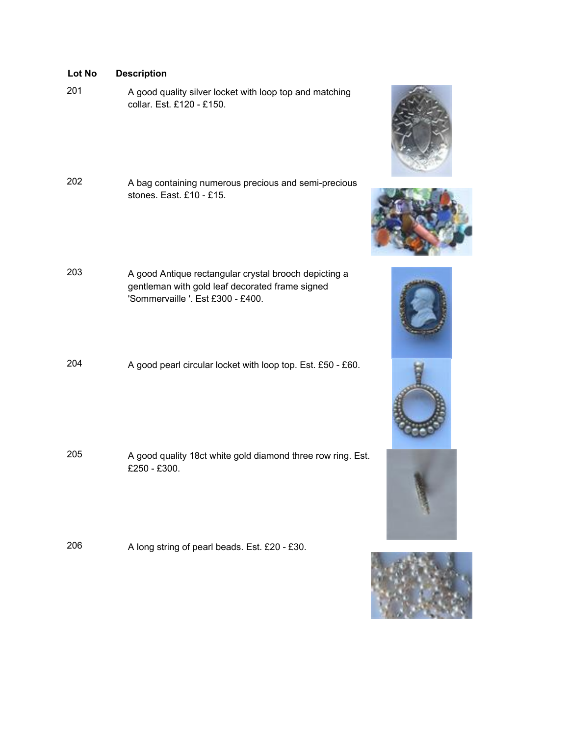| Lot No | Description |
| --- | --- |
| 201 | A good quality silver locket with loop top and matching collar. Est. £120 - £150. |
| 202 | A bag containing numerous precious and semi-precious stones. East. £10 - £15. |
| 203 | A good Antique rectangular crystal brooch depicting a gentleman with gold leaf decorated frame signed 'Sommervaille '. Est £300 - £400. |
| 204 | A good pearl circular locket with loop top. Est. £50 - £60. |
| 205 | A good quality 18ct white gold diamond three row ring. Est. £250 - £300. |
| 206 | A long string of pearl beads. Est. £20 - £30. |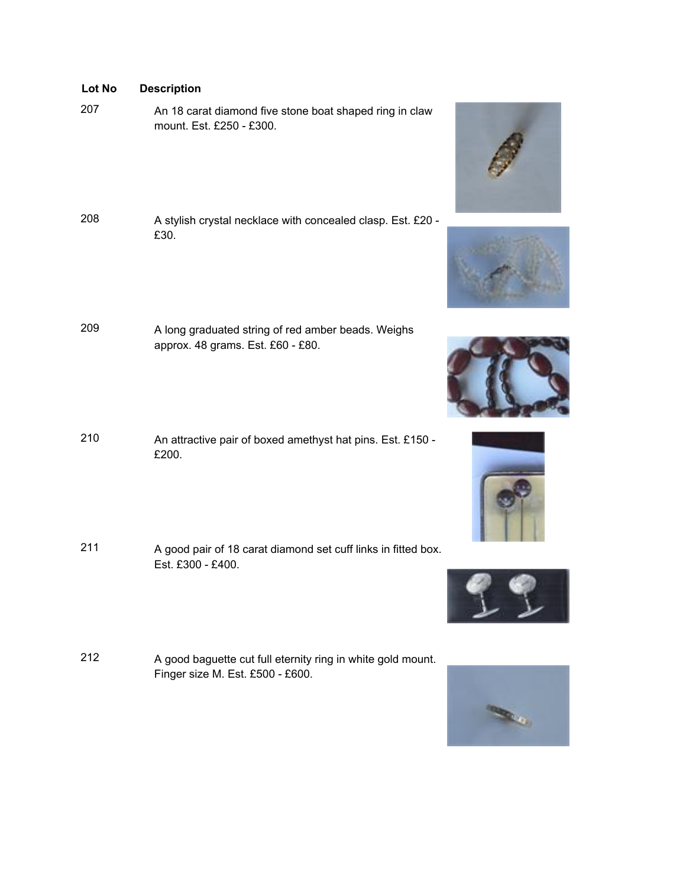| Lot No | Description |
|---|---|
| 207 | An 18 carat diamond five stone boat shaped ring in claw mount. Est. £250 - £300. |
| 208 | A stylish crystal necklace with concealed clasp. Est. £20 - £30. |
| 209 | A long graduated string of red amber beads. Weighs approx. 48 grams. Est. £60 - £80. |
| 210 | An attractive pair of boxed amethyst hat pins. Est. £150 - £200. |
| 211 | A good pair of 18 carat diamond set cuff links in fitted box. Est. £300 - £400. |
| 212 | A good baguette cut full eternity ring in white gold mount. Finger size M. Est. £500 - £600. |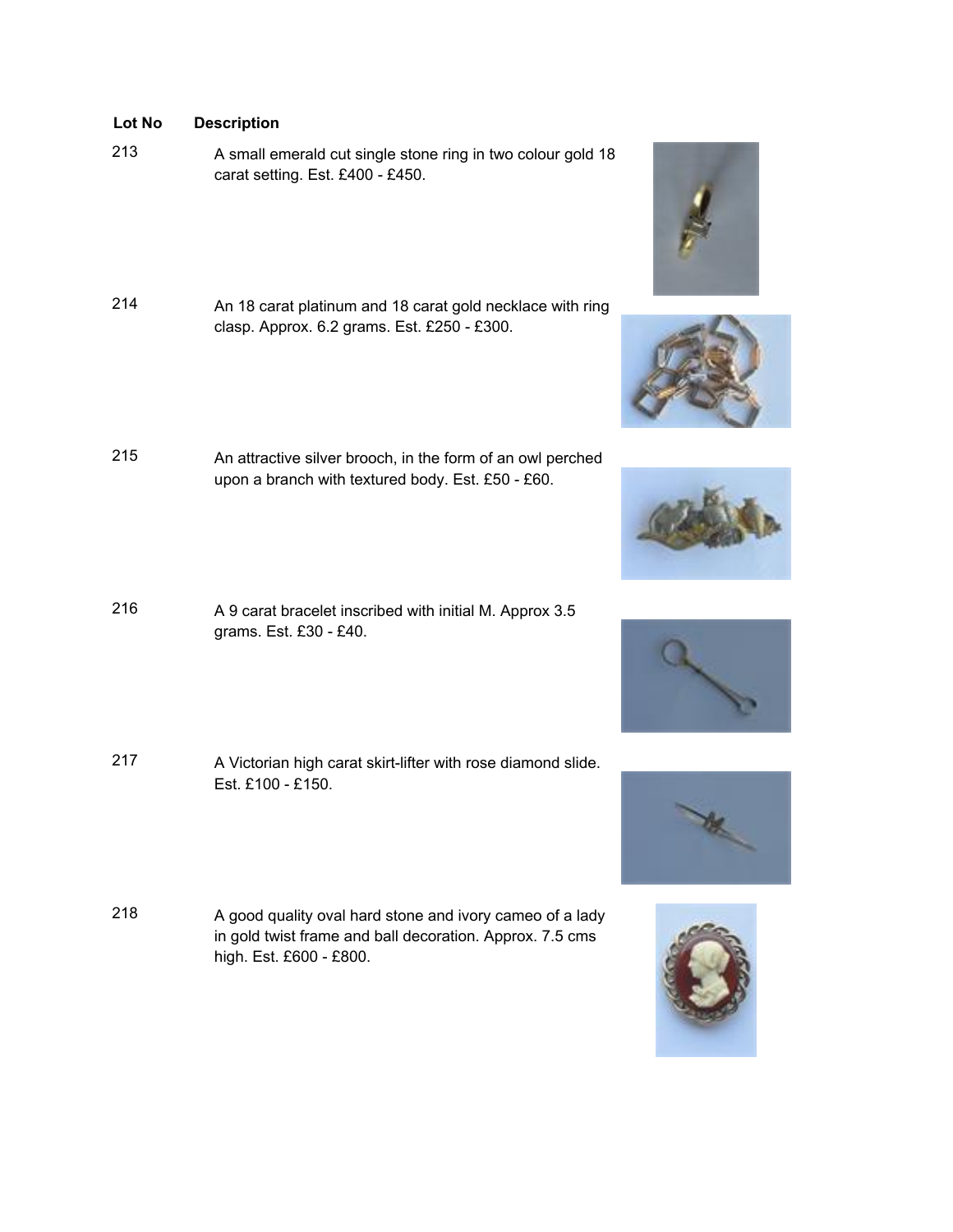| Lot No | Description |
| --- | --- |
| 213 | A small emerald cut single stone ring in two colour gold 18 carat setting. Est. £400 - £450. |
| 214 | An 18 carat platinum and 18 carat gold necklace with ring clasp. Approx. 6.2 grams. Est. £250 - £300. |
| 215 | An attractive silver brooch, in the form of an owl perched upon a branch with textured body. Est. £50 - £60. |
| 216 | A 9 carat bracelet inscribed with initial M. Approx 3.5 grams. Est. £30 - £40. |
| 217 | A Victorian high carat skirt-lifter with rose diamond slide. Est. £100 - £150. |
| 218 | A good quality oval hard stone and ivory cameo of a lady in gold twist frame and ball decoration. Approx. 7.5 cms high. Est. £600 - £800. |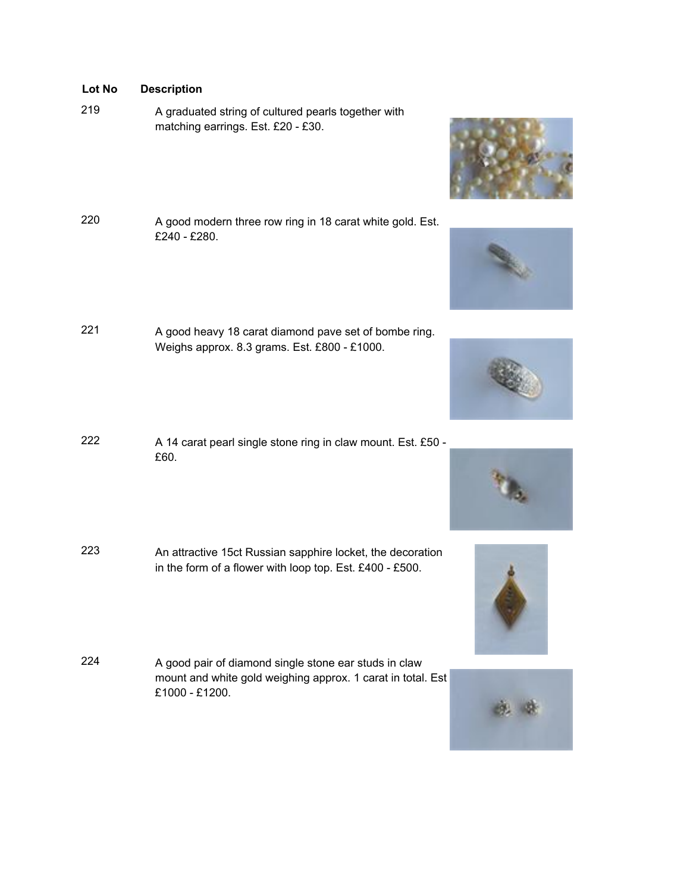| Lot No | Description |
| --- | --- |
| 219 | A graduated string of cultured pearls together with matching earrings. Est. £20 - £30. |
| 220 | A good modern three row ring in 18 carat white gold. Est. £240 - £280. |
| 221 | A good heavy 18 carat diamond pave set of bombe ring. Weighs approx. 8.3 grams. Est. £800 - £1000. |
| 222 | A 14 carat pearl single stone ring in claw mount. Est. £50 - £60. |
| 223 | An attractive 15ct Russian sapphire locket, the decoration in the form of a flower with loop top. Est. £400 - £500. |
| 224 | A good pair of diamond single stone ear studs in claw mount and white gold weighing approx. 1 carat in total. Est £1000 - £1200. |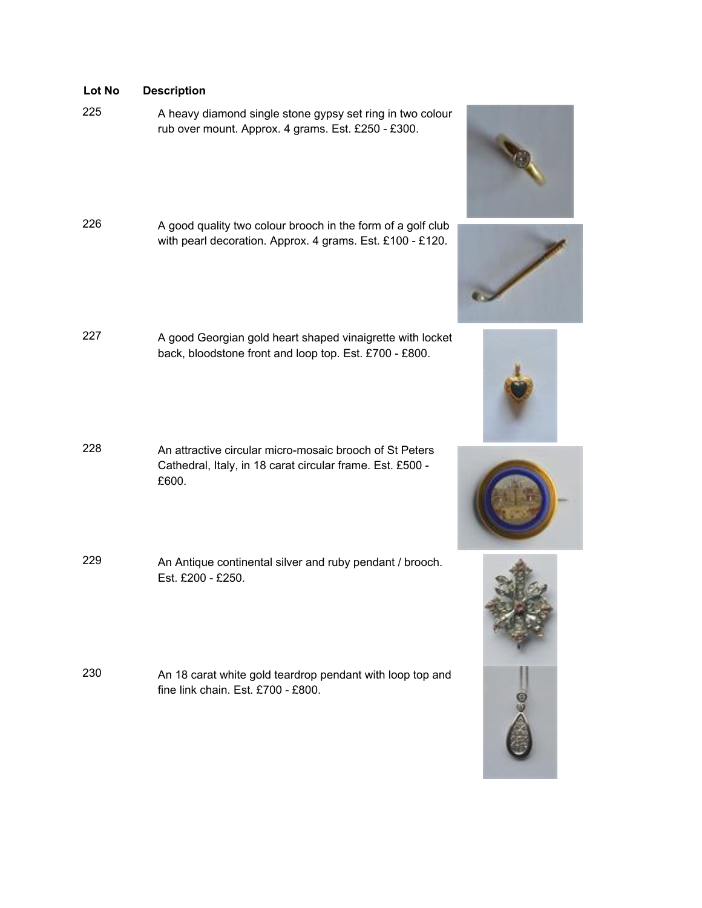| Lot No | Description |
| --- | --- |
| 225 | A heavy diamond single stone gypsy set ring in two colour rub over mount. Approx. 4 grams. Est. £250 - £300. |
| 226 | A good quality two colour brooch in the form of a golf club with pearl decoration. Approx. 4 grams. Est. £100 - £120. |
| 227 | A good Georgian gold heart shaped vinaigrette with locket back, bloodstone front and loop top. Est. £700 - £800. |
| 228 | An attractive circular micro-mosaic brooch of St Peters Cathedral, Italy, in 18 carat circular frame. Est. £500 - £600. |
| 229 | An Antique continental silver and ruby pendant / brooch. Est. £200 - £250. |
| 230 | An 18 carat white gold teardrop pendant with loop top and fine link chain. Est. £700 - £800. |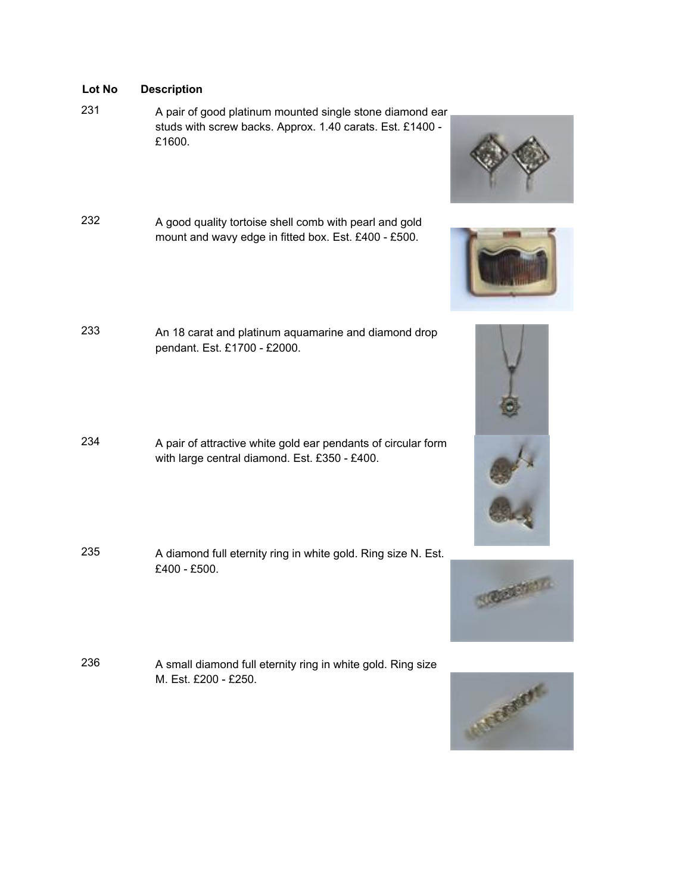| Lot No | Description |
|---|---|
| 231 | A pair of good platinum mounted single stone diamond ear studs with screw backs. Approx. 1.40 carats. Est. £1400 - £1600. |
| 232 | A good quality tortoise shell comb with pearl and gold mount and wavy edge in fitted box. Est. £400 - £500. |
| 233 | An 18 carat and platinum aquamarine and diamond drop pendant. Est. £1700 - £2000. |
| 234 | A pair of attractive white gold ear pendants of circular form with large central diamond. Est. £350 - £400. |
| 235 | A diamond full eternity ring in white gold. Ring size N. Est. £400 - £500. |
| 236 | A small diamond full eternity ring in white gold. Ring size M. Est. £200 - £250. |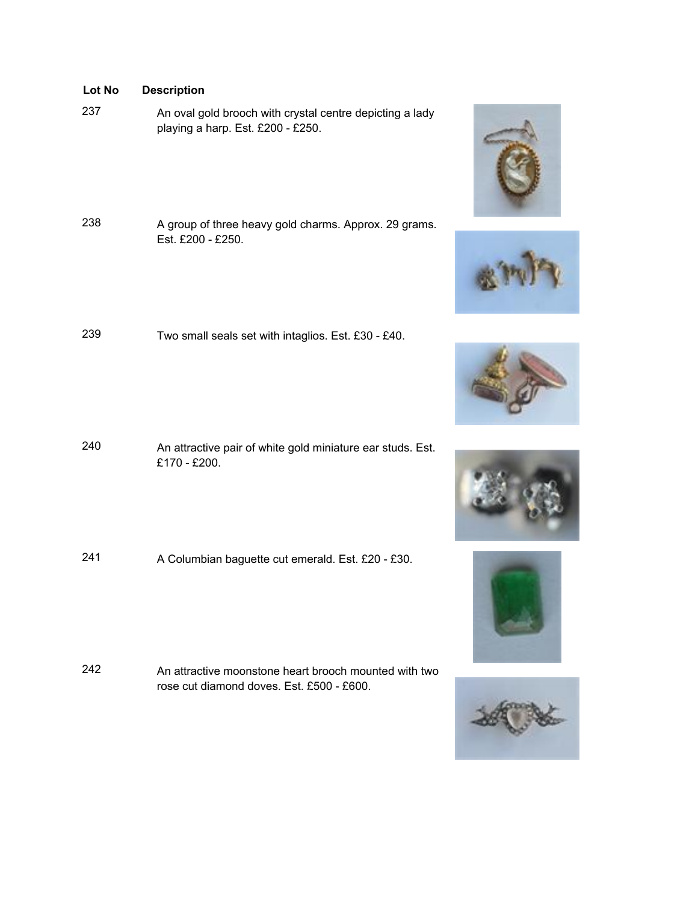| Lot No | Description |
|---|---|
| 237 | An oval gold brooch with crystal centre depicting a lady playing a harp. Est. £200 - £250. |
| 238 | A group of three heavy gold charms. Approx. 29 grams. Est. £200 - £250. |
| 239 | Two small seals set with intaglios. Est. £30 - £40. |
| 240 | An attractive pair of white gold miniature ear studs. Est. £170 - £200. |
| 241 | A Columbian baguette cut emerald. Est. £20 - £30. |
| 242 | An attractive moonstone heart brooch mounted with two rose cut diamond doves. Est. £500 - £600. |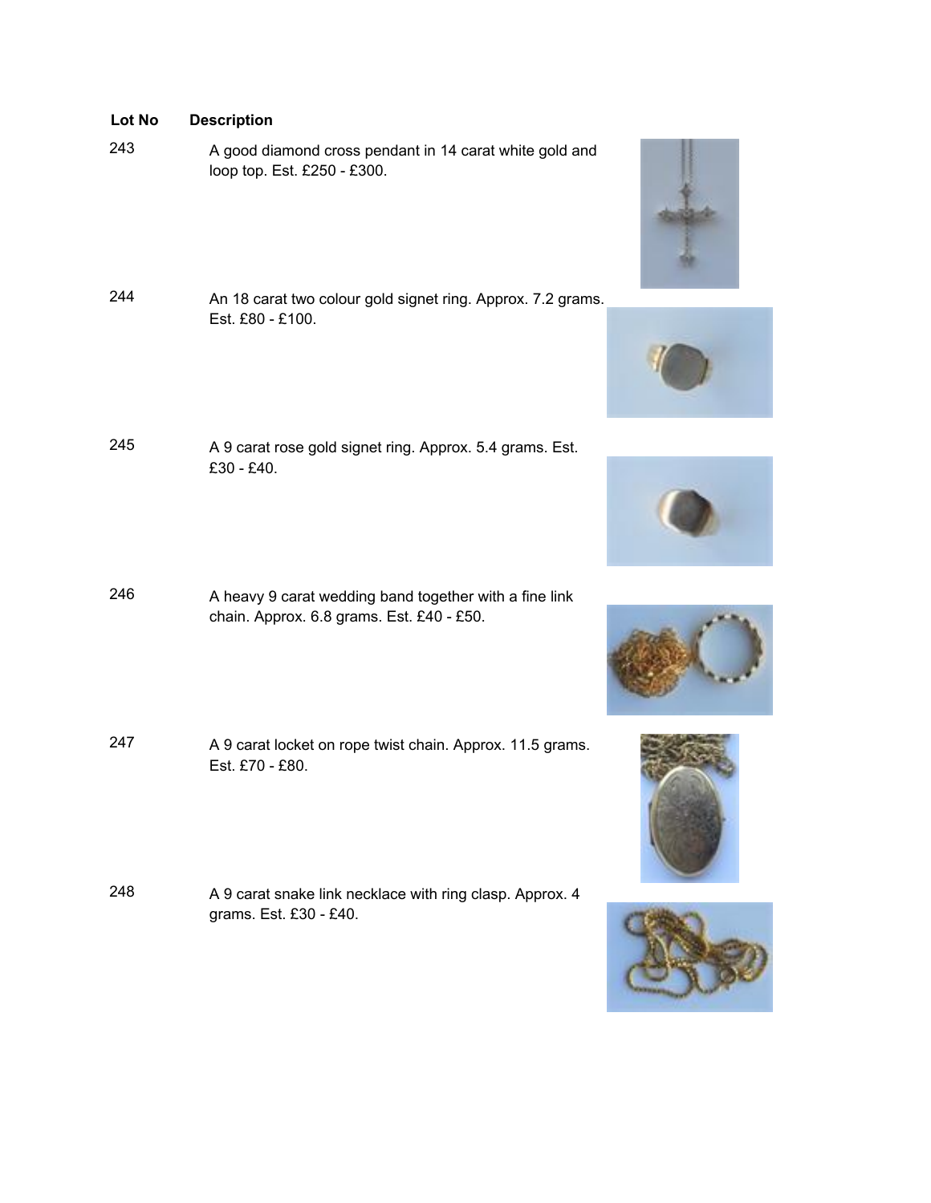| Lot No | Description |
| --- | --- |
| 243 | A good diamond cross pendant in 14 carat white gold and loop top. Est. £250 - £300. |
| 244 | An 18 carat two colour gold signet ring. Approx. 7.2 grams. Est. £80 - £100. |
| 245 | A 9 carat rose gold signet ring. Approx. 5.4 grams. Est. £30 - £40. |
| 246 | A heavy 9 carat wedding band together with a fine link chain. Approx. 6.8 grams. Est. £40 - £50. |
| 247 | A 9 carat locket on rope twist chain. Approx. 11.5 grams. Est. £70 - £80. |
| 248 | A 9 carat snake link necklace with ring clasp. Approx. 4 grams. Est. £30 - £40. |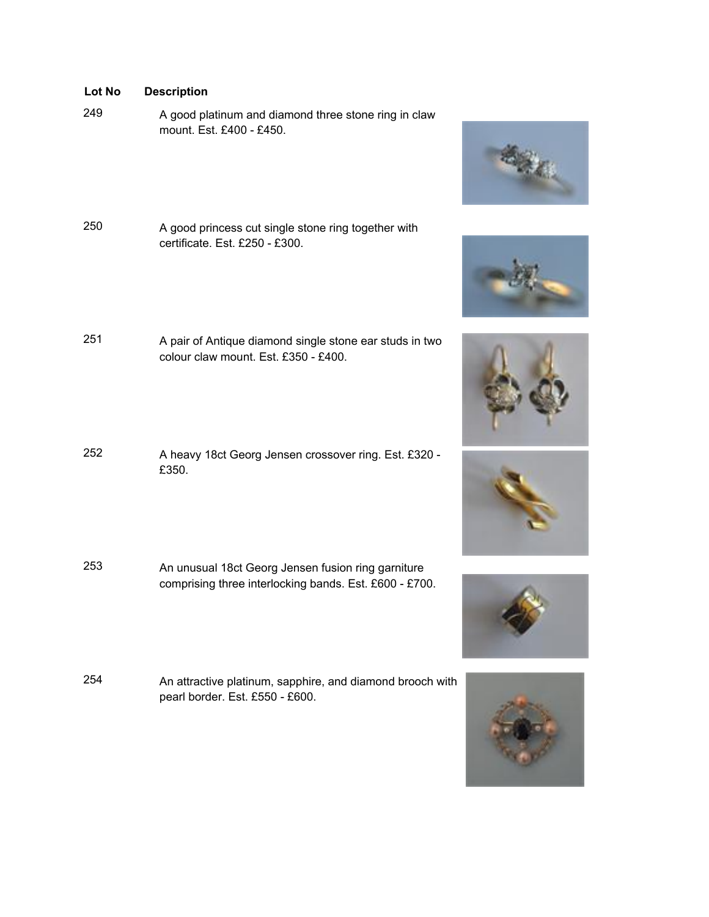| Lot No | Description |
|---|---|
| 249 | A good platinum and diamond three stone ring in claw mount. Est. £400 - £450. |
| 250 | A good princess cut single stone ring together with certificate. Est. £250 - £300. |
| 251 | A pair of Antique diamond single stone ear studs in two colour claw mount. Est. £350 - £400. |
| 252 | A heavy 18ct Georg Jensen crossover ring. Est. £320 - £350. |
| 253 | An unusual 18ct Georg Jensen fusion ring garniture comprising three interlocking bands. Est. £600 - £700. |
| 254 | An attractive platinum, sapphire, and diamond brooch with pearl border. Est. £550 - £600. |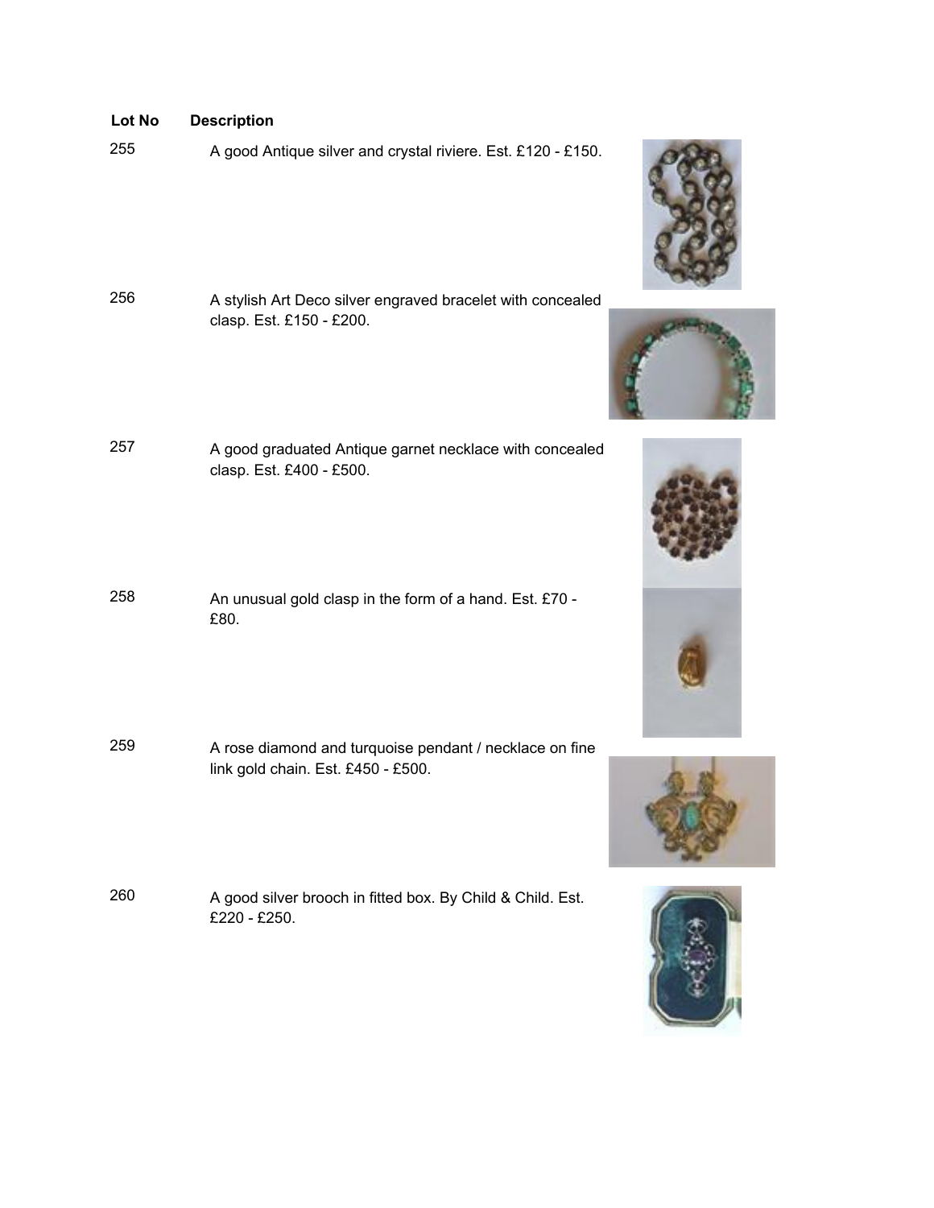| Lot No | Description |
| --- | --- |
| 255 | A good Antique silver and crystal riviere. Est. £120 - £150. |
| 256 | A stylish Art Deco silver engraved bracelet with concealed clasp. Est. £150 - £200. |
| 257 | A good graduated Antique garnet necklace with concealed clasp. Est. £400 - £500. |
| 258 | An unusual gold clasp in the form of a hand. Est. £70 - £80. |
| 259 | A rose diamond and turquoise pendant / necklace on fine link gold chain. Est. £450 - £500. |
| 260 | A good silver brooch in fitted box. By Child & Child. Est. £220 - £250. |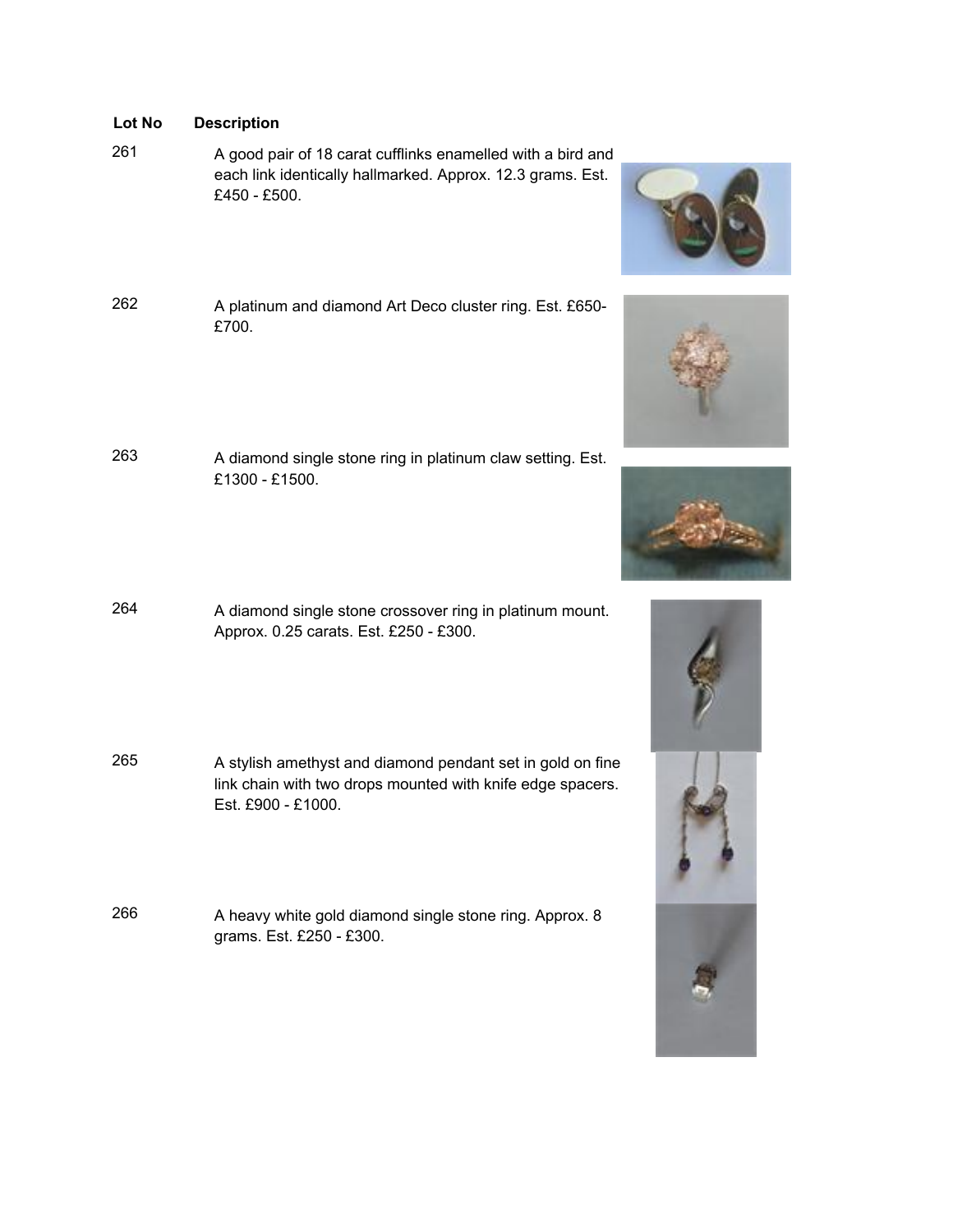| Lot No | Description |
| --- | --- |
| 261 | A good pair of 18 carat cufflinks enamelled with a bird and each link identically hallmarked. Approx. 12.3 grams. Est. £450 - £500. |
| 262 | A platinum and diamond Art Deco cluster ring. Est. £650-£700. |
| 263 | A diamond single stone ring in platinum claw setting. Est. £1300 - £1500. |
| 264 | A diamond single stone crossover ring in platinum mount. Approx. 0.25 carats. Est. £250 - £300. |
| 265 | A stylish amethyst and diamond pendant set in gold on fine link chain with two drops mounted with knife edge spacers. Est. £900 - £1000. |
| 266 | A heavy white gold diamond single stone ring. Approx. 8 grams. Est. £250 - £300. |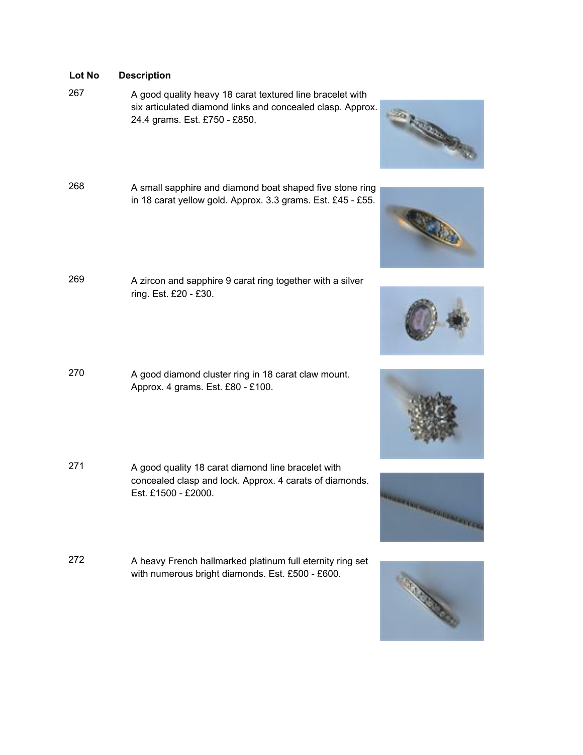| Lot No | Description |
| --- | --- |
| 267 | A good quality heavy 18 carat textured line bracelet with six articulated diamond links and concealed clasp. Approx. 24.4 grams. Est. £750 - £850. |
| 268 | A small sapphire and diamond boat shaped five stone ring in 18 carat yellow gold. Approx. 3.3 grams. Est. £45 - £55. |
| 269 | A zircon and sapphire 9 carat ring together with a silver ring. Est. £20 - £30. |
| 270 | A good diamond cluster ring in 18 carat claw mount. Approx. 4 grams. Est. £80 - £100. |
| 271 | A good quality 18 carat diamond line bracelet with concealed clasp and lock. Approx. 4 carats of diamonds. Est. £1500 - £2000. |
| 272 | A heavy French hallmarked platinum full eternity ring set with numerous bright diamonds. Est. £500 - £600. |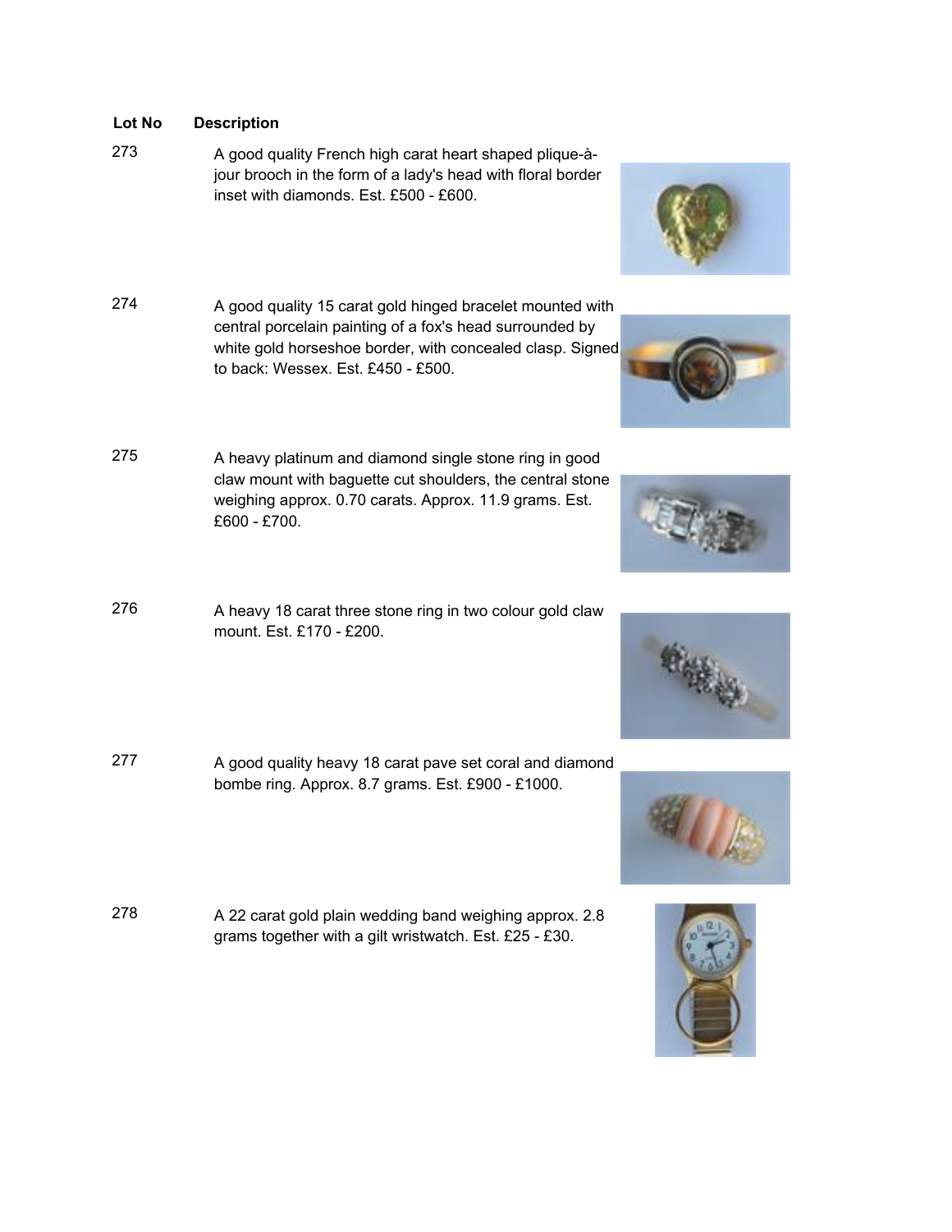| Lot No | Description |
| --- | --- |
| 273 | A good quality French high carat heart shaped plique-à-jour brooch in the form of a lady's head with floral border inset with diamonds. Est. £500 - £600. |
| 274 | A good quality 15 carat gold hinged bracelet mounted with central porcelain painting of a fox's head surrounded by white gold horseshoe border, with concealed clasp. Signed to back: Wessex. Est. £450 - £500. |
| 275 | A heavy platinum and diamond single stone ring in good claw mount with baguette cut shoulders, the central stone weighing approx. 0.70 carats. Approx. 11.9 grams. Est. £600 - £700. |
| 276 | A heavy 18 carat three stone ring in two colour gold claw mount. Est. £170 - £200. |
| 277 | A good quality heavy 18 carat pave set coral and diamond bombe ring. Approx. 8.7 grams. Est. £900 - £1000. |
| 278 | A 22 carat gold plain wedding band weighing approx. 2.8 grams together with a gilt wristwatch. Est. £25 - £30. |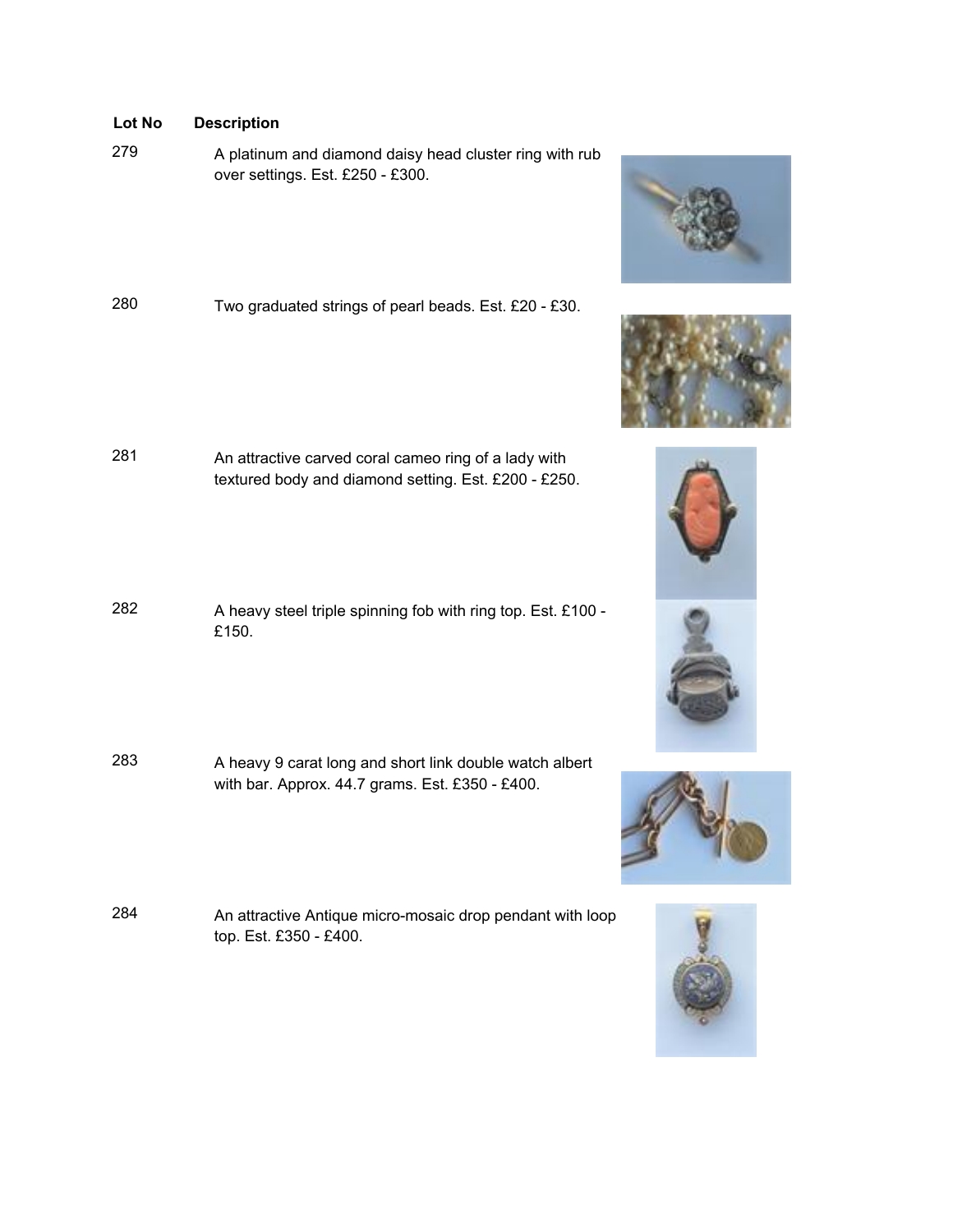| Lot No | Description |
| --- | --- |
| 279 | A platinum and diamond daisy head cluster ring with rub over settings. Est. £250 - £300. |
| 280 | Two graduated strings of pearl beads. Est. £20 - £30. |
| 281 | An attractive carved coral cameo ring of a lady with textured body and diamond setting. Est. £200 - £250. |
| 282 | A heavy steel triple spinning fob with ring top. Est. £100 - £150. |
| 283 | A heavy 9 carat long and short link double watch albert with bar. Approx. 44.7 grams. Est. £350 - £400. |
| 284 | An attractive Antique micro-mosaic drop pendant with loop top. Est. £350 - £400. |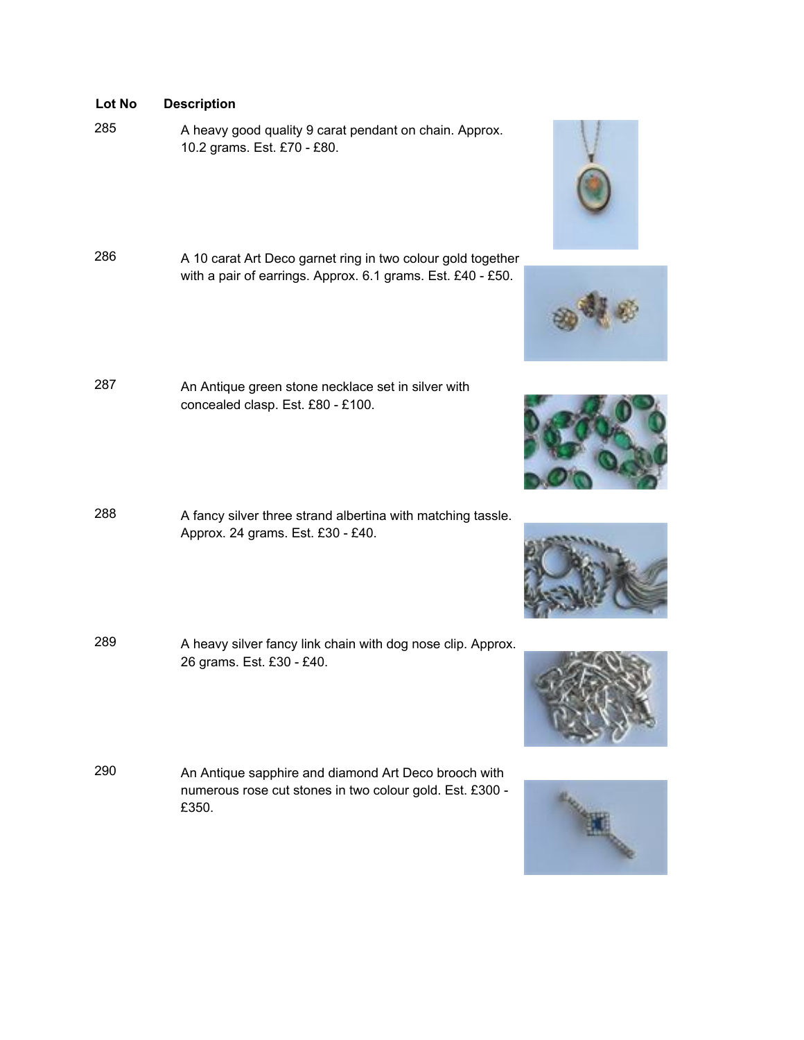| Lot No | Description |
| --- | --- |
| 285 | A heavy good quality 9 carat pendant on chain. Approx. 10.2 grams. Est. £70 - £80. |
| 286 | A 10 carat Art Deco garnet ring in two colour gold together with a pair of earrings. Approx. 6.1 grams. Est. £40 - £50. |
| 287 | An Antique green stone necklace set in silver with concealed clasp. Est. £80 - £100. |
| 288 | A fancy silver three strand albertina with matching tassle. Approx. 24 grams. Est. £30 - £40. |
| 289 | A heavy silver fancy link chain with dog nose clip. Approx. 26 grams. Est. £30 - £40. |
| 290 | An Antique sapphire and diamond Art Deco brooch with numerous rose cut stones in two colour gold. Est. £300 - £350. |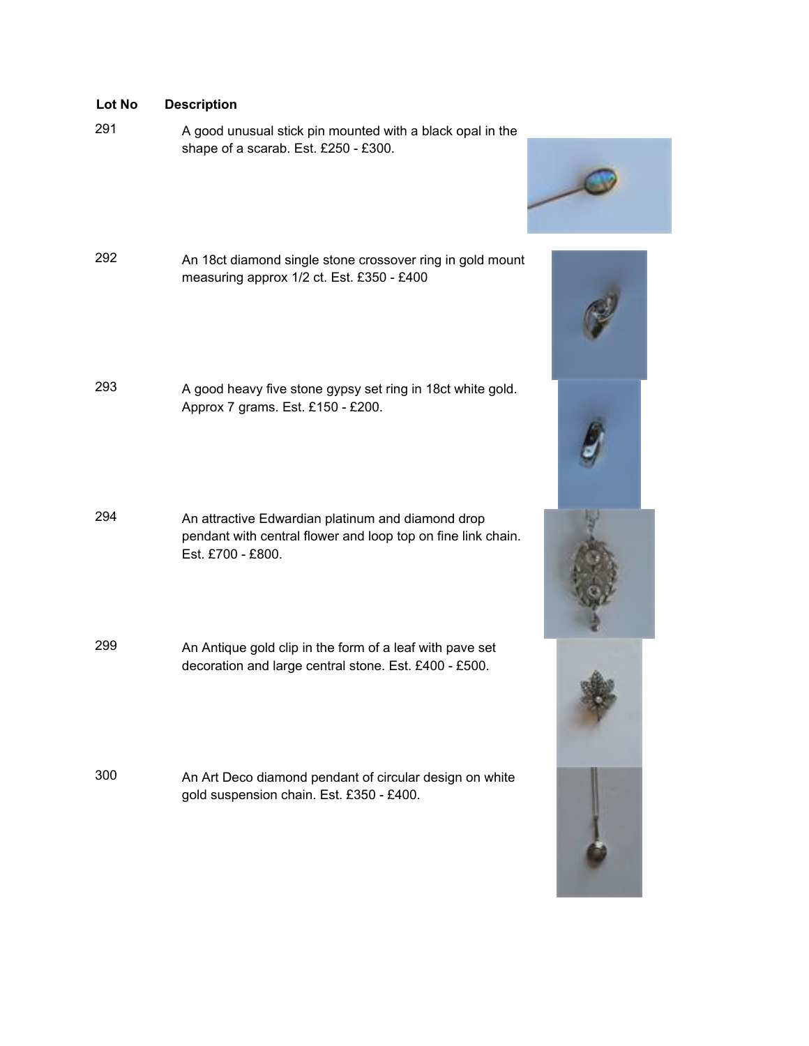| Lot No | Description |
| --- | --- |
| 291 | A good unusual stick pin mounted with a black opal in the shape of a scarab. Est. £250 - £300. |
| 292 | An 18ct diamond single stone crossover ring in gold mount measuring approx 1/2 ct. Est. £350 - £400 |
| 293 | A good heavy five stone gypsy set ring in 18ct white gold. Approx 7 grams. Est. £150 - £200. |
| 294 | An attractive Edwardian platinum and diamond drop pendant with central flower and loop top on fine link chain. Est. £700 - £800. |
| 299 | An Antique gold clip in the form of a leaf with pave set decoration and large central stone. Est. £400 - £500. |
| 300 | An Art Deco diamond pendant of circular design on white gold suspension chain. Est. £350 - £400. |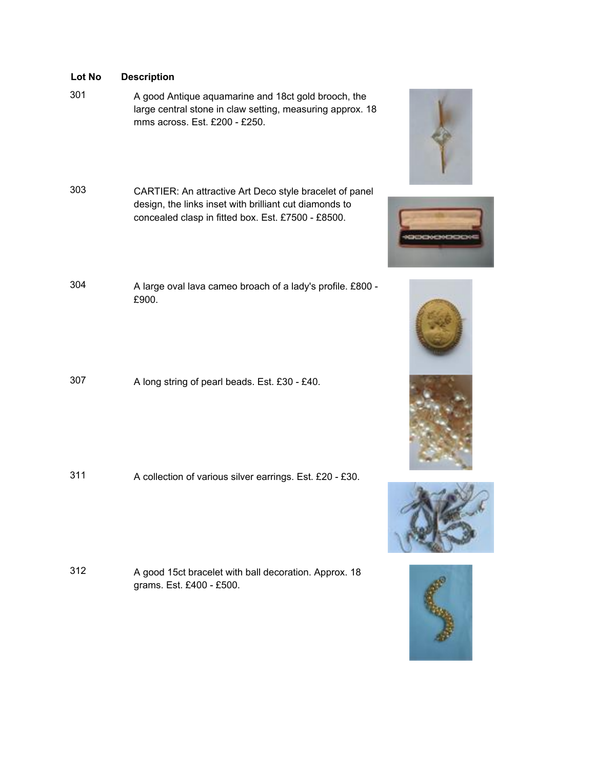| Lot No | Description |
|---|---|
| 301 | A good Antique aquamarine and 18ct gold brooch, the large central stone in claw setting, measuring approx. 18 mms across. Est. £200 - £250. |
| 303 | CARTIER: An attractive Art Deco style bracelet of panel design, the links inset with brilliant cut diamonds to concealed clasp in fitted box. Est. £7500 - £8500. |
| 304 | A large oval lava cameo broach of a lady's profile. £800 - £900. |
| 307 | A long string of pearl beads. Est. £30 - £40. |
| 311 | A collection of various silver earrings. Est. £20 - £30. |
| 312 | A good 15ct bracelet with ball decoration. Approx. 18 grams. Est. £400 - £500. |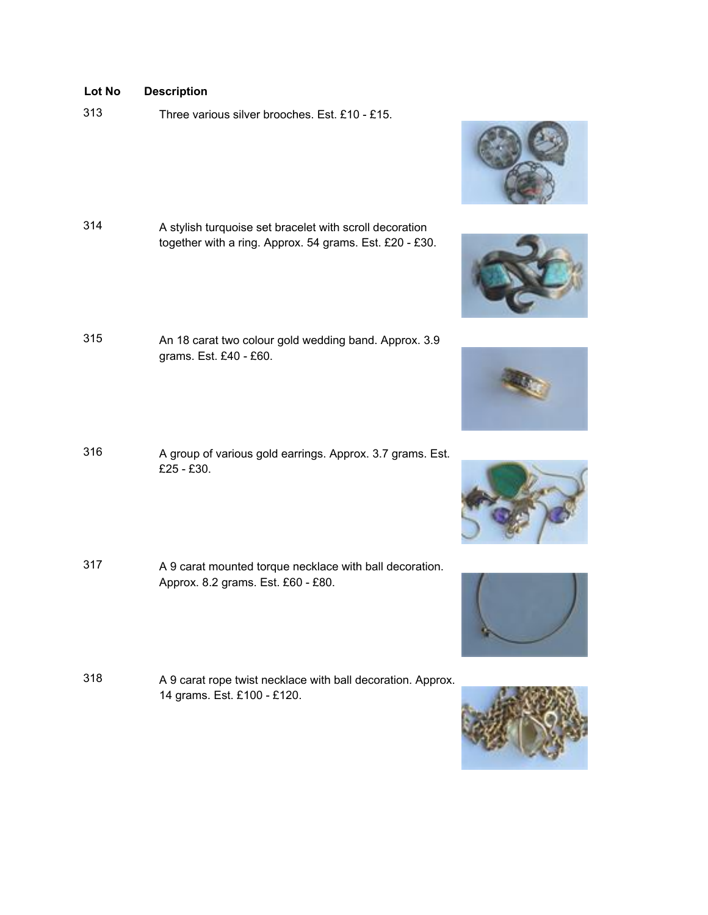| Lot No | Description |
| --- | --- |
| 313 | Three various silver brooches. Est. £10 - £15. |
| 314 | A stylish turquoise set bracelet with scroll decoration together with a ring. Approx. 54 grams. Est. £20 - £30. |
| 315 | An 18 carat two colour gold wedding band. Approx. 3.9 grams. Est. £40 - £60. |
| 316 | A group of various gold earrings. Approx. 3.7 grams. Est. £25 - £30. |
| 317 | A 9 carat mounted torque necklace with ball decoration. Approx. 8.2 grams. Est. £60 - £80. |
| 318 | A 9 carat rope twist necklace with ball decoration. Approx. 14 grams. Est. £100 - £120. |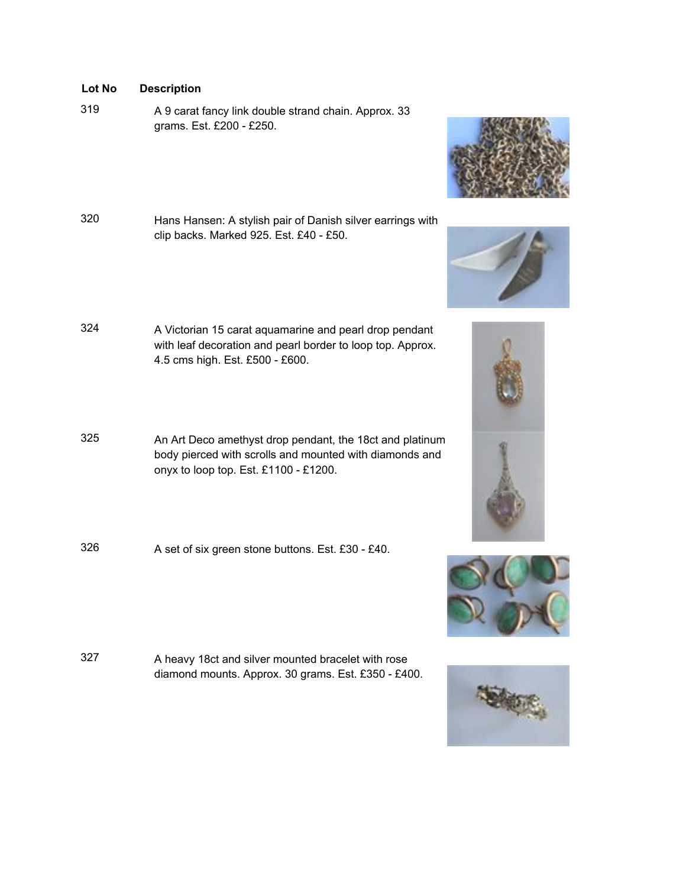| Lot No | Description |
| --- | --- |
| 319 | A 9 carat fancy link double strand chain. Approx. 33 grams. Est. £200 - £250. |
| 320 | Hans Hansen: A stylish pair of Danish silver earrings with clip backs. Marked 925. Est. £40 - £50. |
| 324 | A Victorian 15 carat aquamarine and pearl drop pendant with leaf decoration and pearl border to loop top. Approx. 4.5 cms high. Est. £500 - £600. |
| 325 | An Art Deco amethyst drop pendant, the 18ct and platinum body pierced with scrolls and mounted with diamonds and onyx to loop top. Est. £1100 - £1200. |
| 326 | A set of six green stone buttons. Est. £30 - £40. |
| 327 | A heavy 18ct and silver mounted bracelet with rose diamond mounts. Approx. 30 grams. Est. £350 - £400. |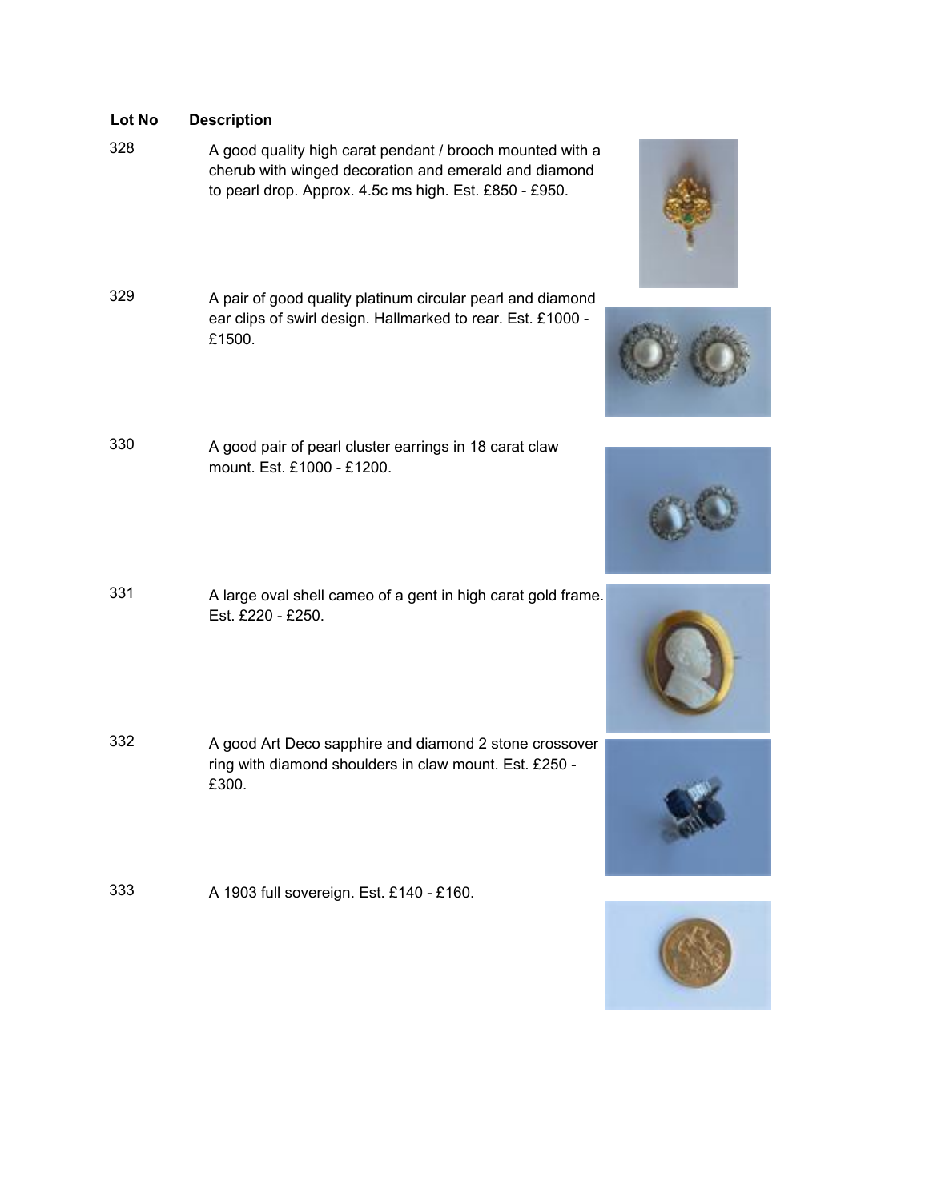| Lot No | Description |
|---|---|
| 328 | A good quality high carat pendant / brooch mounted with a cherub with winged decoration and emerald and diamond to pearl drop. Approx. 4.5c ms high. Est. £850 - £950. |
| 329 | A pair of good quality platinum circular pearl and diamond ear clips of swirl design. Hallmarked to rear. Est. £1000 - £1500. |
| 330 | A good pair of pearl cluster earrings in 18 carat claw mount. Est. £1000 - £1200. |
| 331 | A large oval shell cameo of a gent in high carat gold frame. Est. £220 - £250. |
| 332 | A good Art Deco sapphire and diamond 2 stone crossover ring with diamond shoulders in claw mount. Est. £250 - £300. |
| 333 | A 1903 full sovereign. Est. £140 - £160. |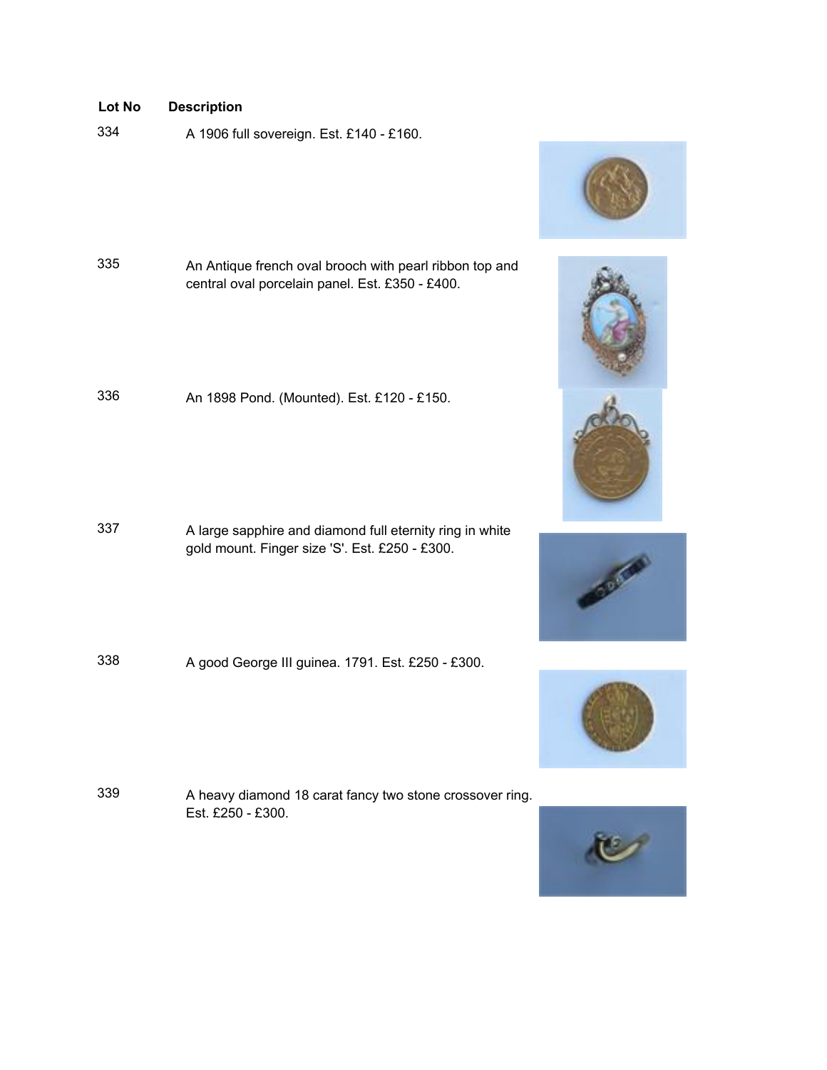| Lot No | Description |
|---|---|
| 334 | A 1906 full sovereign. Est. £140 - £160. |
| 335 | An Antique french oval brooch with pearl ribbon top and central oval porcelain panel. Est. £350 - £400. |
| 336 | An 1898 Pond. (Mounted). Est. £120 - £150. |
| 337 | A large sapphire and diamond full eternity ring in white gold mount. Finger size 'S'. Est. £250 - £300. |
| 338 | A good George III guinea. 1791. Est. £250 - £300. |
| 339 | A heavy diamond 18 carat fancy two stone crossover ring. Est. £250 - £300. |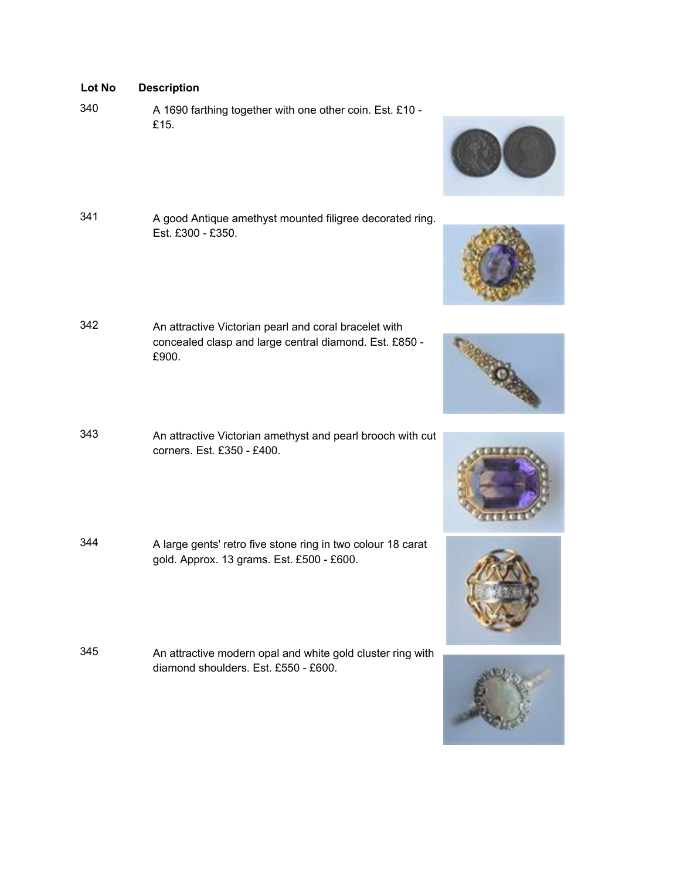| Lot No | Description |
| --- | --- |
| 340 | A 1690 farthing together with one other coin. Est. £10 - £15. |
| 341 | A good Antique amethyst mounted filigree decorated ring. Est. £300 - £350. |
| 342 | An attractive Victorian pearl and coral bracelet with concealed clasp and large central diamond. Est. £850 - £900. |
| 343 | An attractive Victorian amethyst and pearl brooch with cut corners. Est. £350 - £400. |
| 344 | A large gents' retro five stone ring in two colour 18 carat gold. Approx. 13 grams. Est. £500 - £600. |
| 345 | An attractive modern opal and white gold cluster ring with diamond shoulders. Est. £550 - £600. |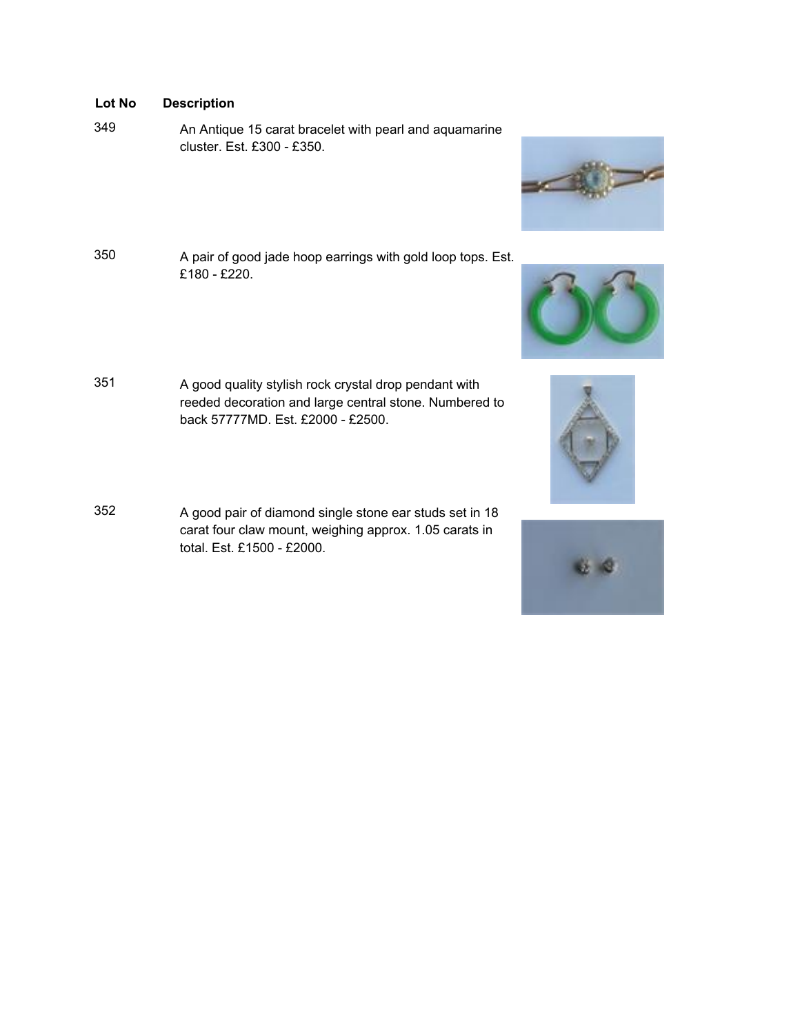| Lot No | Description |
|---|---|
| 349 | An Antique 15 carat bracelet with pearl and aquamarine cluster. Est. £300 - £350. |
| 350 | A pair of good jade hoop earrings with gold loop tops. Est. £180 - £220. |
| 351 | A good quality stylish rock crystal drop pendant with reeded decoration and large central stone. Numbered to back 57777MD. Est. £2000 - £2500. |
| 352 | A good pair of diamond single stone ear studs set in 18 carat four claw mount, weighing approx. 1.05 carats in total. Est. £1500 - £2000. |